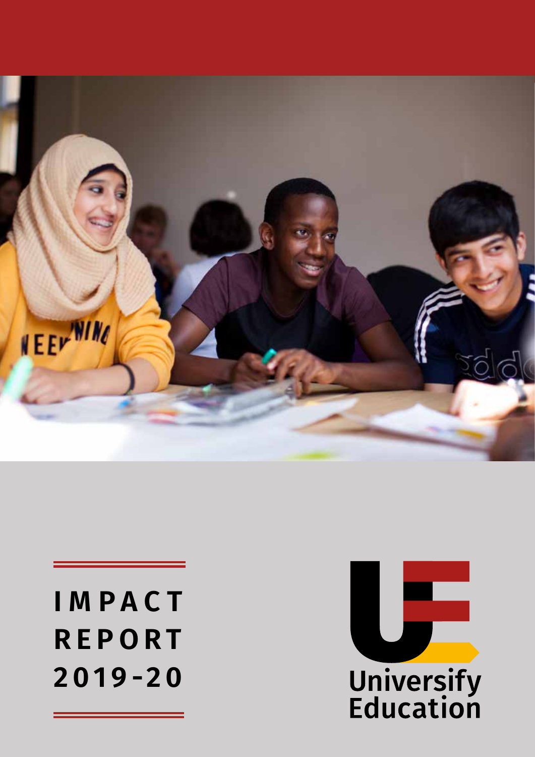# IMPACT REPORT 2019-20

Universify Education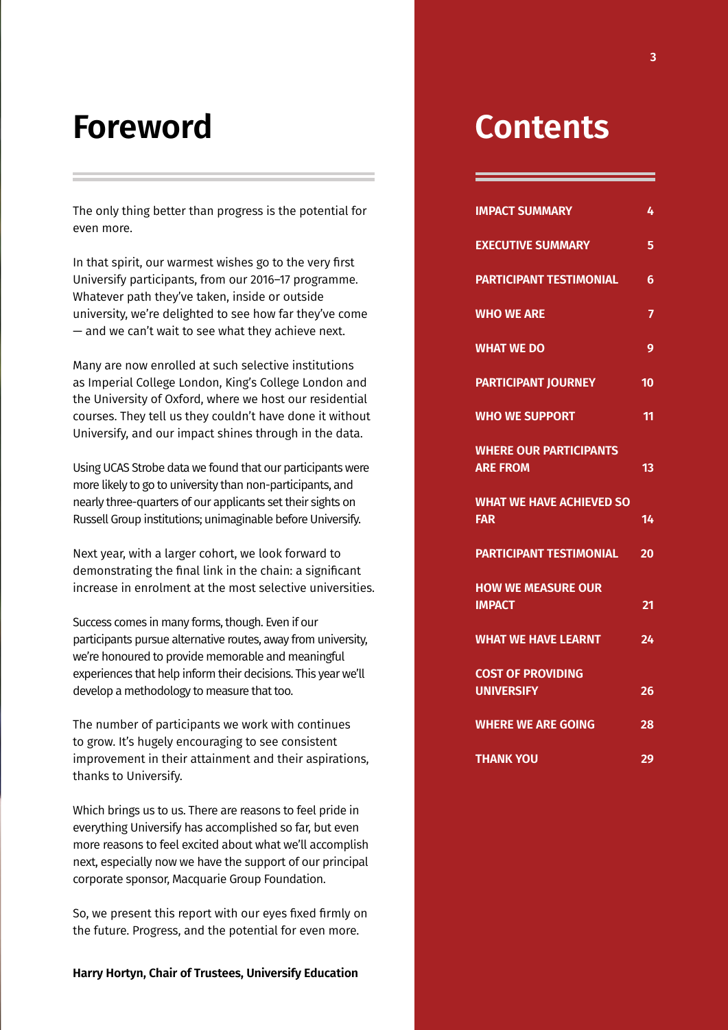# Foreword

The only thing better than progress is the potential for even more.

In that spirit, our warmest wishes go to the very first Universify participants, from our 2016–17 programme. Whatever path they've taken, inside or outside university, we're delighted to see how far they've come — and we can't wait to see what they achieve next.

Many are now enrolled at such selective institutions as Imperial College London, King's College London and the University of Oxford, where we host our residential courses. They tell us they couldn't have done it without Universify, and our impact shines through in the data.

Using UCAS Strobe data we found that our participants were more likely to go to university than non-participants, and nearly three-quarters of our applicants set their sights on Russell Group institutions; unimaginable before Universify.

Next year, with a larger cohort, we look forward to demonstrating the final link in the chain: a significant increase in enrolment at the most selective universities.

Success comes in many forms, though. Even if our participants pursue alternative routes, away from university, we're honoured to provide memorable and meaningful experiences that help inform their decisions. This year we'll develop a methodology to measure that too.

The number of participants we work with continues to grow. It's hugely encouraging to see consistent improvement in their attainment and their aspirations, thanks to Universify.

Which brings us to us. There are reasons to feel pride in everything Universify has accomplished so far, but even more reasons to feel excited about what we'll accomplish next, especially now we have the support of our principal corporate sponsor, Macquarie Group Foundation.

So, we present this report with our eyes fixed firmly on the future. Progress, and the potential for even more.

**Harry Hortyn, Chair of Trustees, Universify Education**

# Contents

| | |
|---|---|
| **IMPACT SUMMARY** | 4 |
| **EXECUTIVE SUMMARY** | 5 |
| **PARTICIPANT TESTIMONIAL** | 6 |
| **WHO WE ARE** | 7 |
| **WHAT WE DO** | 9 |
| **PARTICIPANT JOURNEY** | 10 |
| **WHO WE SUPPORT** | 11 |
| **WHERE OUR PARTICIPANTS ARE FROM** | 13 |
| **WHAT WE HAVE ACHIEVED SO FAR** | 14 |
| **PARTICIPANT TESTIMONIAL** | 20 |
| **HOW WE MEASURE OUR IMPACT** | 21 |
| **WHAT WE HAVE LEARNT** | 24 |
| **COST OF PROVIDING UNIVERSIFY** | 26 |
| **WHERE WE ARE GOING** | 28 |
| **THANK YOU** | 29 |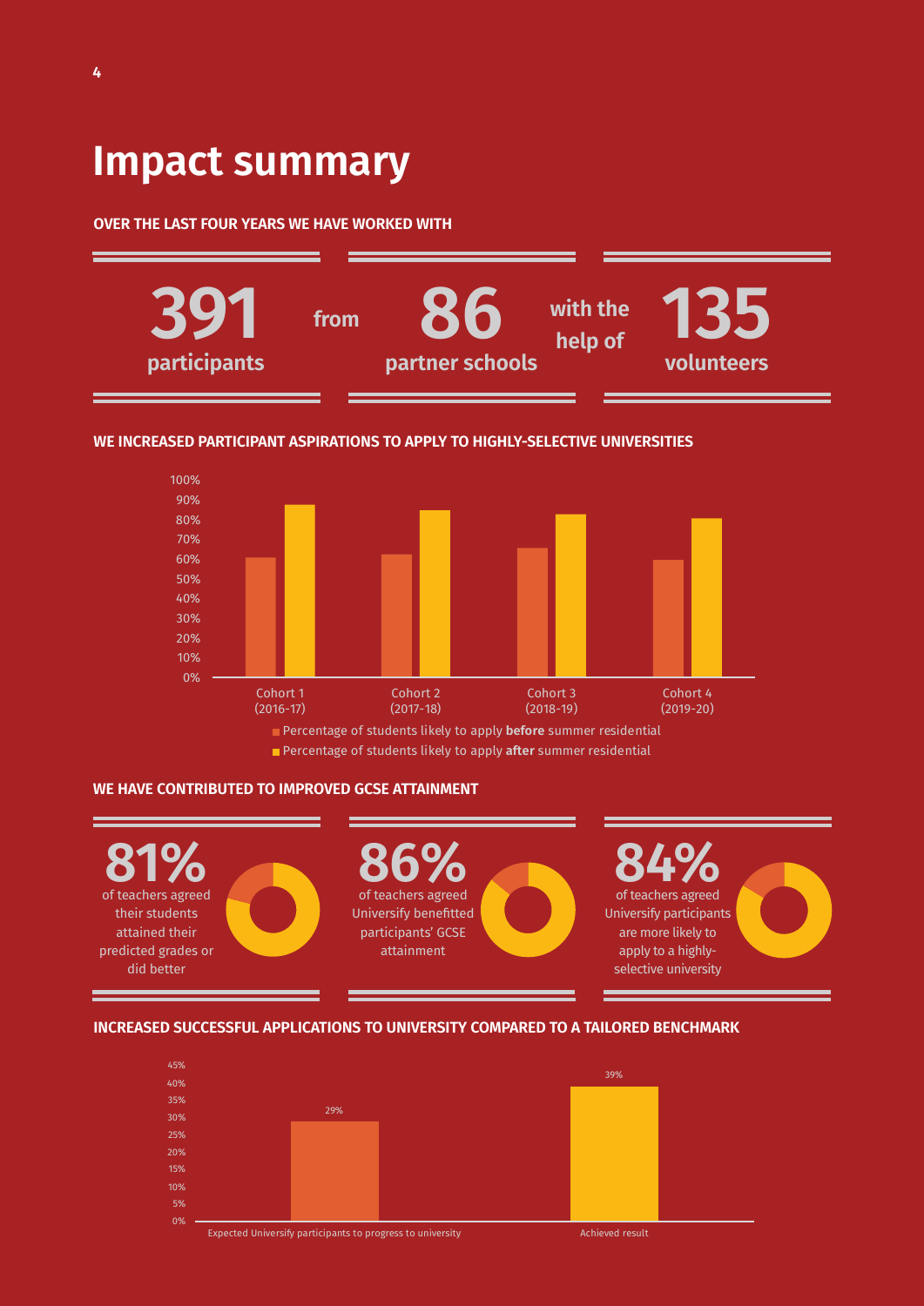# Impact summary

**OVER THE LAST FOUR YEARS WE HAVE WORKED WITH**

**391** participants from **86** partner schools with the help of **135** volunteers

**WE INCREASED PARTICIPANT ASPIRATIONS TO APPLY TO HIGHLY-SELECTIVE UNIVERSITIES**

Cohort 1 (2016-17), Cohort 2 (2017-18), Cohort 3 (2018-19), Cohort 4 (2019-20)

- Percentage of students likely to apply **before** summer residential
- Percentage of students likely to apply **after** summer residential

**WE HAVE CONTRIBUTED TO IMPROVED GCSE ATTAINMENT**

**81%** of teachers agreed their students attained their predicted grades or did better

**86%** of teachers agreed Universify benefitted participants' GCSE attainment

**84%** of teachers agreed Universify participants are more likely to apply to a highly-selective university

**INCREASED SUCCESSFUL APPLICATIONS TO UNIVERSITY COMPARED TO A TAILORED BENCHMARK**

| | |
|---|---|
| Expected Universify participants to progress to university | 29% |
| Achieved result | 39% |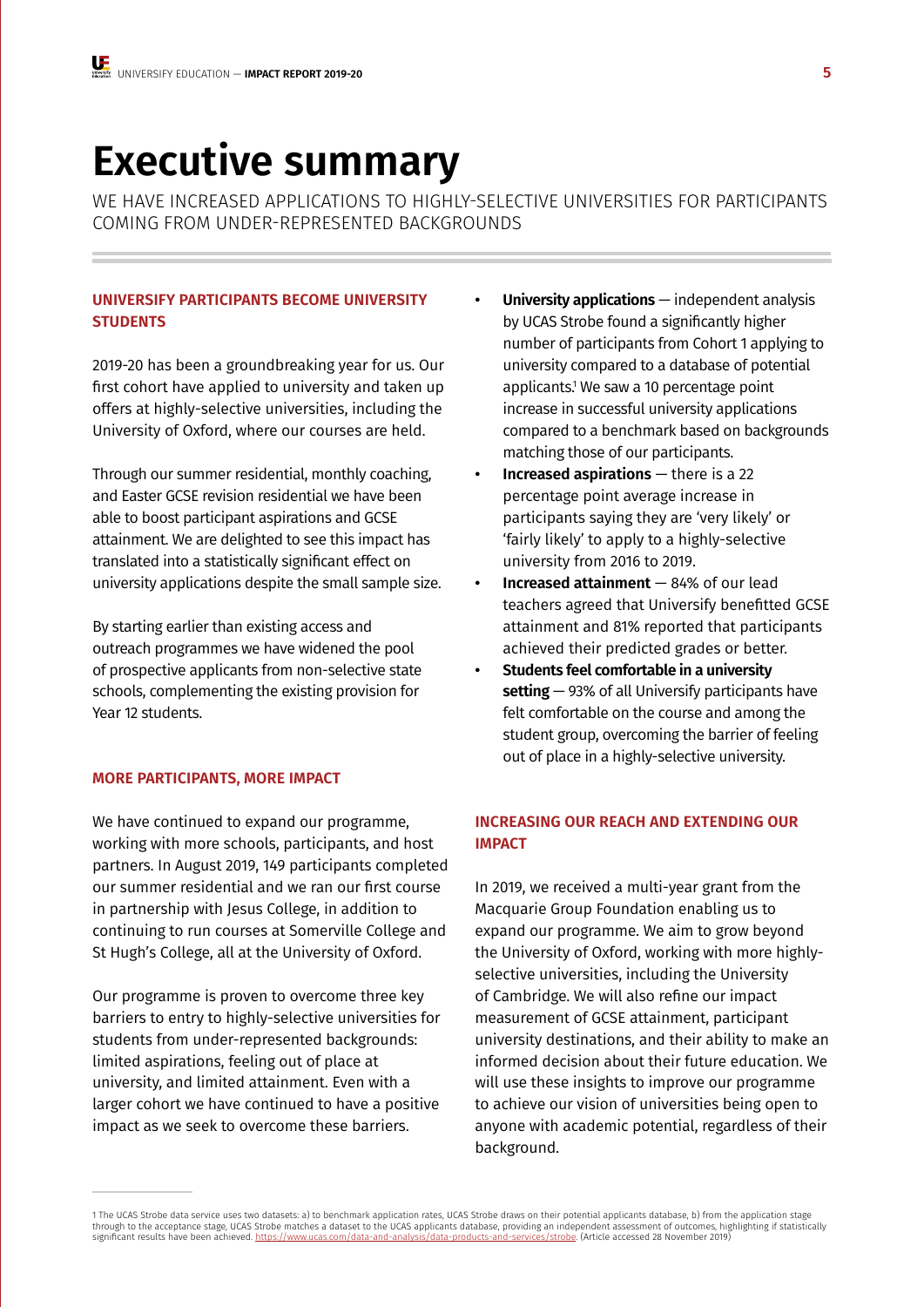# Executive summary

WE HAVE INCREASED APPLICATIONS TO HIGHLY-SELECTIVE UNIVERSITIES FOR PARTICIPANTS COMING FROM UNDER-REPRESENTED BACKGROUNDS

### UNIVERSIFY PARTICIPANTS BECOME UNIVERSITY STUDENTS

2019-20 has been a groundbreaking year for us. Our first cohort have applied to university and taken up offers at highly-selective universities, including the University of Oxford, where our courses are held.

Through our summer residential, monthly coaching, and Easter GCSE revision residential we have been able to boost participant aspirations and GCSE attainment. We are delighted to see this impact has translated into a statistically significant effect on university applications despite the small sample size.

By starting earlier than existing access and outreach programmes we have widened the pool of prospective applicants from non-selective state schools, complementing the existing provision for Year 12 students.

### MORE PARTICIPANTS, MORE IMPACT

We have continued to expand our programme, working with more schools, participants, and host partners. In August 2019, 149 participants completed our summer residential and we ran our first course in partnership with Jesus College, in addition to continuing to run courses at Somerville College and St Hugh's College, all at the University of Oxford.

Our programme is proven to overcome three key barriers to entry to highly-selective universities for students from under-represented backgrounds: limited aspirations, feeling out of place at university, and limited attainment. Even with a larger cohort we have continued to have a positive impact as we seek to overcome these barriers.

- **University applications** — independent analysis by UCAS Strobe found a significantly higher number of participants from Cohort 1 applying to university compared to a database of potential applicants.[1] We saw a 10 percentage point increase in successful university applications compared to a benchmark based on backgrounds matching those of our participants.
- **Increased aspirations** — there is a 22 percentage point average increase in participants saying they are 'very likely' or 'fairly likely' to apply to a highly-selective university from 2016 to 2019.
- **Increased attainment** — 84% of our lead teachers agreed that Universify benefitted GCSE attainment and 81% reported that participants achieved their predicted grades or better.
- **Students feel comfortable in a university setting** — 93% of all Universify participants have felt comfortable on the course and among the student group, overcoming the barrier of feeling out of place in a highly-selective university.

### INCREASING OUR REACH AND EXTENDING OUR IMPACT

In 2019, we received a multi-year grant from the Macquarie Group Foundation enabling us to expand our programme. We aim to grow beyond the University of Oxford, working with more highly-selective universities, including the University of Cambridge. We will also refine our impact measurement of GCSE attainment, participant university destinations, and their ability to make an informed decision about their future education. We will use these insights to improve our programme to achieve our vision of universities being open to anyone with academic potential, regardless of their background.

---

1 The UCAS Strobe data service uses two datasets: a) to benchmark application rates, UCAS Strobe draws on their potential applicants database, b) from the application stage through to the acceptance stage, UCAS Strobe matches a dataset to the UCAS applicants database, providing an independent assessment of outcomes, highlighting if statistically significant results have been achieved. https://www.ucas.com/data-and-analysis/data-products-and-services/strobe. (Article accessed 28 November 2019)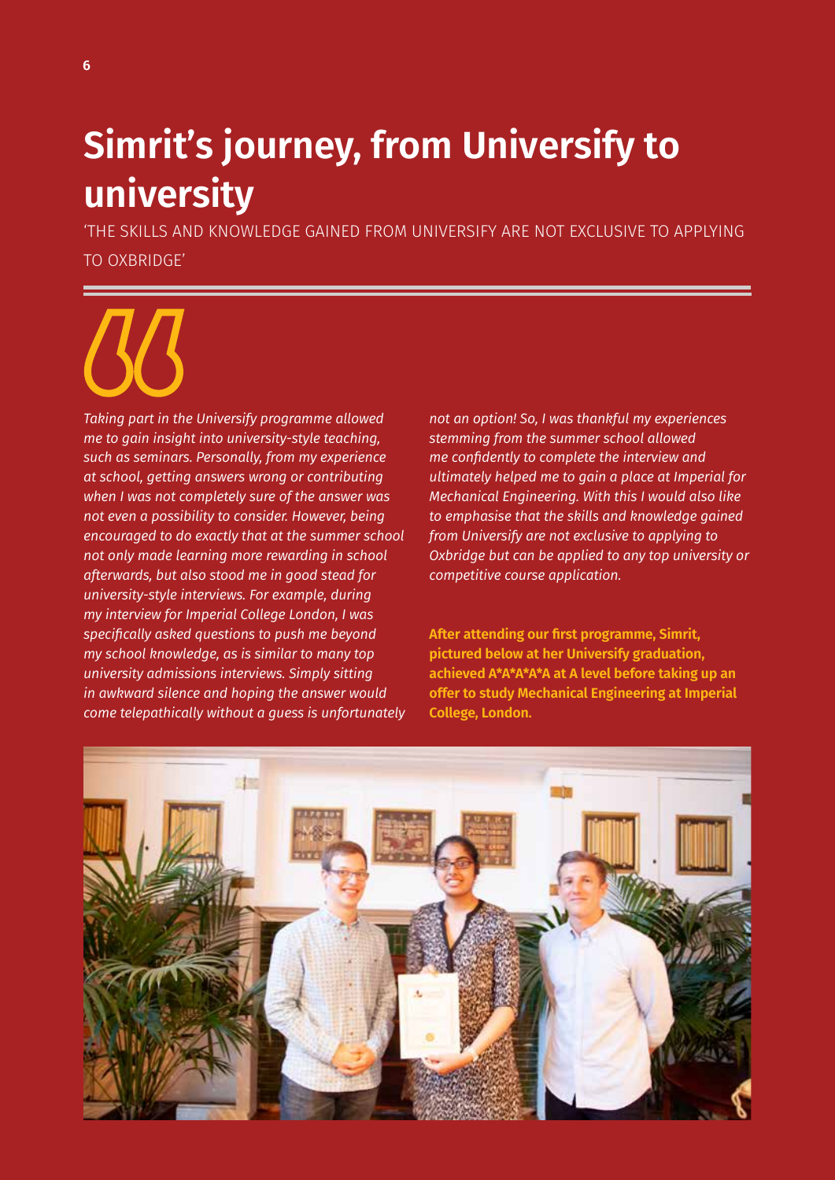# Simrit's journey, from Universify to university

'THE SKILLS AND KNOWLEDGE GAINED FROM UNIVERSIFY ARE NOT EXCLUSIVE TO APPLYING TO OXBRIDGE'

*Taking part in the Universify programme allowed me to gain insight into university-style teaching, such as seminars. Personally, from my experience at school, getting answers wrong or contributing when I was not completely sure of the answer was not even a possibility to consider. However, being encouraged to do exactly that at the summer school not only made learning more rewarding in school afterwards, but also stood me in good stead for university-style interviews. For example, during my interview for Imperial College London, I was specifically asked questions to push me beyond my school knowledge, as is similar to many top university admissions interviews. Simply sitting in awkward silence and hoping the answer would come telepathically without a guess is unfortunately not an option! So, I was thankful my experiences stemming from the summer school allowed me confidently to complete the interview and ultimately helped me to gain a place at Imperial for Mechanical Engineering. With this I would also like to emphasise that the skills and knowledge gained from Universify are not exclusive to applying to Oxbridge but can be applied to any top university or competitive course application.*

**After attending our first programme, Simrit, pictured below at her Universify graduation, achieved A*A*A*A*A at A level before taking up an offer to study Mechanical Engineering at Imperial College, London.**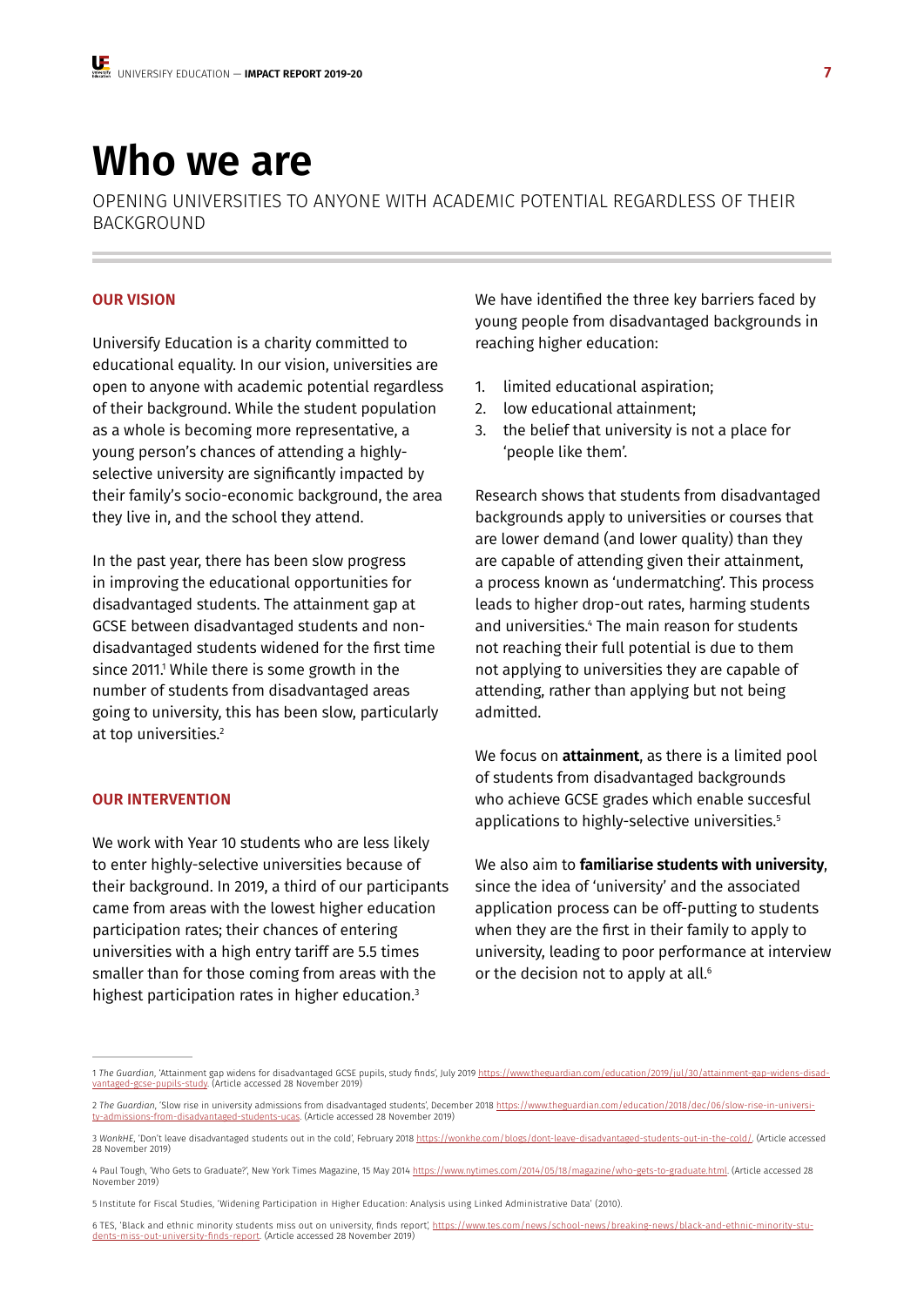# Who we are

OPENING UNIVERSITIES TO ANYONE WITH ACADEMIC POTENTIAL REGARDLESS OF THEIR BACKGROUND

## OUR VISION

Universify Education is a charity committed to educational equality. In our vision, universities are open to anyone with academic potential regardless of their background. While the student population as a whole is becoming more representative, a young person's chances of attending a highly-selective university are significantly impacted by their family's socio-economic background, the area they live in, and the school they attend.

In the past year, there has been slow progress in improving the educational opportunities for disadvantaged students. The attainment gap at GCSE between disadvantaged students and non-disadvantaged students widened for the first time since 2011.[1] While there is some growth in the number of students from disadvantaged areas going to university, this has been slow, particularly at top universities.[2]

## OUR INTERVENTION

We work with Year 10 students who are less likely to enter highly-selective universities because of their background. In 2019, a third of our participants came from areas with the lowest higher education participation rates; their chances of entering universities with a high entry tariff are 5.5 times smaller than for those coming from areas with the highest participation rates in higher education.[3]

We have identified the three key barriers faced by young people from disadvantaged backgrounds in reaching higher education:

1. limited educational aspiration;
2. low educational attainment;
3. the belief that university is not a place for 'people like them'.

Research shows that students from disadvantaged backgrounds apply to universities or courses that are lower demand (and lower quality) than they are capable of attending given their attainment, a process known as 'undermatching'. This process leads to higher drop-out rates, harming students and universities.[4] The main reason for students not reaching their full potential is due to them not applying to universities they are capable of attending, rather than applying but not being admitted.

We focus on **attainment**, as there is a limited pool of students from disadvantaged backgrounds who achieve GCSE grades which enable succesful applications to highly-selective universities.[5]

We also aim to **familiarise students with university**, since the idea of 'university' and the associated application process can be off-putting to students when they are the first in their family to apply to university, leading to poor performance at interview or the decision not to apply at all.[6]

---

1 *The Guardian*, 'Attainment gap widens for disadvantaged GCSE pupils, study finds', July 2019 https://www.theguardian.com/education/2019/jul/30/attainment-gap-widens-disadvantaged-gcse-pupils-study. (Article accessed 28 November 2019)

2 *The Guardian*, 'Slow rise in university admissions from disadvantaged students', December 2018 https://www.theguardian.com/education/2018/dec/06/slow-rise-in-university-admissions-from-disadvantaged-students-ucas. (Article accessed 28 November 2019)

3 *WonkHE*, 'Don't leave disadvantaged students out in the cold', February 2018 https://wonkhe.com/blogs/dont-leave-disadvantaged-students-out-in-the-cold/. (Article accessed 28 November 2019)

4 Paul Tough, 'Who Gets to Graduate?', New York Times Magazine, 15 May 2014 https://www.nytimes.com/2014/05/18/magazine/who-gets-to-graduate.html. (Article accessed 28 November 2019)

5 Institute for Fiscal Studies, 'Widening Participation in Higher Education: Analysis using Linked Administrative Data' (2010).

6 TES, 'Black and ethnic minority students miss out on university, finds report', https://www.tes.com/news/school-news/breaking-news/black-and-ethnic-minority-students-miss-out-university-finds-report. (Article accessed 28 November 2019)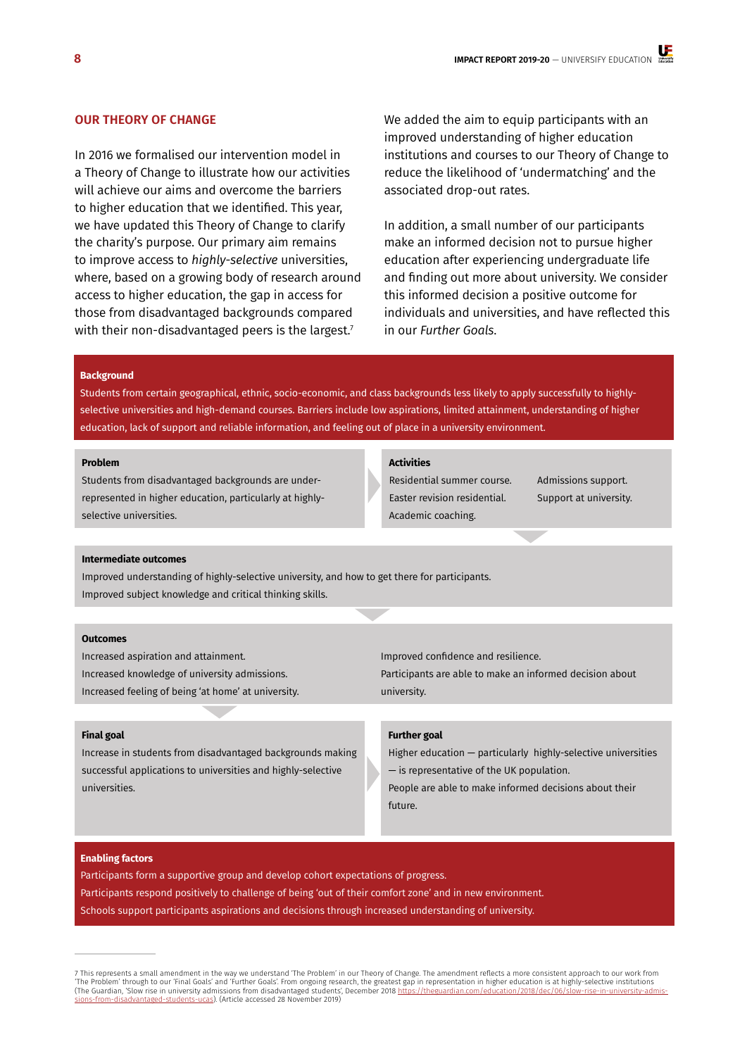## OUR THEORY OF CHANGE

In 2016 we formalised our intervention model in a Theory of Change to illustrate how our activities will achieve our aims and overcome the barriers to higher education that we identified. This year, we have updated this Theory of Change to clarify the charity's purpose. Our primary aim remains to improve access to *highly-selective* universities, where, based on a growing body of research around access to higher education, the gap in access for those from disadvantaged backgrounds compared with their non-disadvantaged peers is the largest.[7]

We added the aim to equip participants with an improved understanding of higher education institutions and courses to our Theory of Change to reduce the likelihood of 'undermatching' and the associated drop-out rates.

In addition, a small number of our participants make an informed decision not to pursue higher education after experiencing undergraduate life and finding out more about university. We consider this informed decision a positive outcome for individuals and universities, and have reflected this in our *Further Goals*.

**Background**

Students from certain geographical, ethnic, socio-economic, and class backgrounds less likely to apply successfully to highly-selective universities and high-demand courses. Barriers include low aspirations, limited attainment, understanding of higher education, lack of support and reliable information, and feeling out of place in a university environment.

**Problem**

Students from disadvantaged backgrounds are under-represented in higher education, particularly at highly-selective universities.

**Activities**

Residential summer course.
Easter revision residential.
Academic coaching.
Admissions support.
Support at university.

**Intermediate outcomes**

Improved understanding of highly-selective university, and how to get there for participants.
Improved subject knowledge and critical thinking skills.

**Outcomes**

Increased aspiration and attainment.
Increased knowledge of university admissions.
Increased feeling of being 'at home' at university.
Improved confidence and resilience.
Participants are able to make an informed decision about university.

**Final goal**

Increase in students from disadvantaged backgrounds making successful applications to universities and highly-selective universities.

**Further goal**

Higher education — particularly highly-selective universities — is representative of the UK population.
People are able to make informed decisions about their future.

**Enabling factors**

Participants form a supportive group and develop cohort expectations of progress.
Participants respond positively to challenge of being 'out of their comfort zone' and in new environment.
Schools support participants aspirations and decisions through increased understanding of university.

---

7 This represents a small amendment in the way we understand 'The Problem' in our Theory of Change. The amendment reflects a more consistent approach to our work from 'The Problem' through to our 'Final Goals' and 'Further Goals'. From ongoing research, the greatest gap in representation in higher education is at highly-selective institutions (The Guardian, 'Slow rise in university admissions from disadvantaged students', December 2018 https://theguardian.com/education/2018/dec/06/slow-rise-in-university-admissions-from-disadvantaged-students-ucas). (Article accessed 28 November 2019)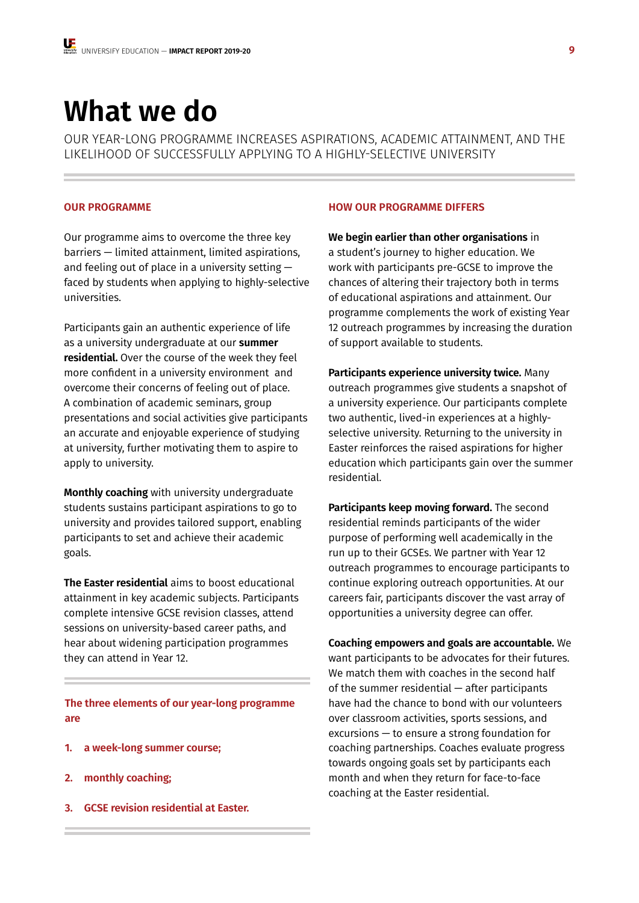# What we do

OUR YEAR-LONG PROGRAMME INCREASES ASPIRATIONS, ACADEMIC ATTAINMENT, AND THE LIKELIHOOD OF SUCCESSFULLY APPLYING TO A HIGHLY-SELECTIVE UNIVERSITY

## OUR PROGRAMME

Our programme aims to overcome the three key barriers — limited attainment, limited aspirations, and feeling out of place in a university setting — faced by students when applying to highly-selective universities.

Participants gain an authentic experience of life as a university undergraduate at our **summer residential.** Over the course of the week they feel more confident in a university environment and overcome their concerns of feeling out of place. A combination of academic seminars, group presentations and social activities give participants an accurate and enjoyable experience of studying at university, further motivating them to aspire to apply to university.

**Monthly coaching** with university undergraduate students sustains participant aspirations to go to university and provides tailored support, enabling participants to set and achieve their academic goals.

**The Easter residential** aims to boost educational attainment in key academic subjects. Participants complete intensive GCSE revision classes, attend sessions on university-based career paths, and hear about widening participation programmes they can attend in Year 12.

**The three elements of our year-long programme are**

1. **a week-long summer course;**
2. **monthly coaching;**
3. **GCSE revision residential at Easter.**

## HOW OUR PROGRAMME DIFFERS

**We begin earlier than other organisations** in a student's journey to higher education. We work with participants pre-GCSE to improve the chances of altering their trajectory both in terms of educational aspirations and attainment. Our programme complements the work of existing Year 12 outreach programmes by increasing the duration of support available to students.

**Participants experience university twice.** Many outreach programmes give students a snapshot of a university experience. Our participants complete two authentic, lived-in experiences at a highly-selective university. Returning to the university in Easter reinforces the raised aspirations for higher education which participants gain over the summer residential.

**Participants keep moving forward.** The second residential reminds participants of the wider purpose of performing well academically in the run up to their GCSEs. We partner with Year 12 outreach programmes to encourage participants to continue exploring outreach opportunities. At our careers fair, participants discover the vast array of opportunities a university degree can offer.

**Coaching empowers and goals are accountable.** We want participants to be advocates for their futures. We match them with coaches in the second half of the summer residential — after participants have had the chance to bond with our volunteers over classroom activities, sports sessions, and excursions — to ensure a strong foundation for coaching partnerships. Coaches evaluate progress towards ongoing goals set by participants each month and when they return for face-to-face coaching at the Easter residential.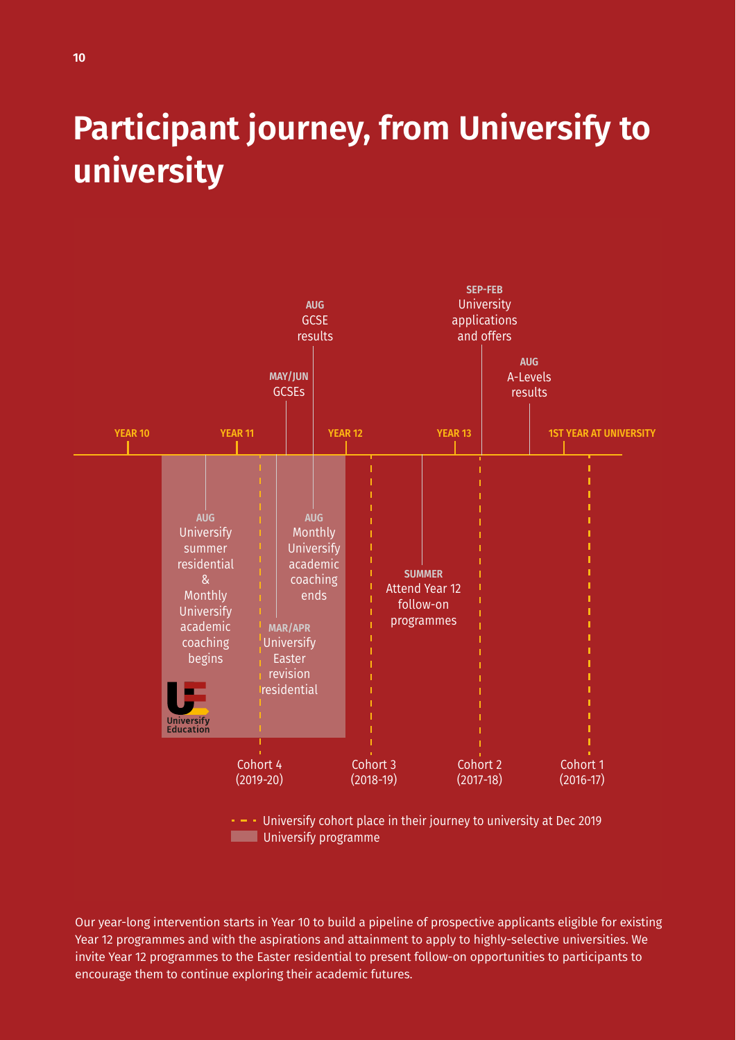# Participant journey, from Universify to university

YEAR 10 — YEAR 11 — YEAR 12 — YEAR 13 — 1ST YEAR AT UNIVERSITY

**AUG** University summer residential & Monthly Universify academic coaching begins

**MAR/APR** Universify Easter revision residential

**MAY/JUN** GCSEs

**AUG** GCSE results

**AUG** Monthly Universify academic coaching ends

**SUMMER** Attend Year 12 follow-on programmes

**SEP-FEB** University applications and offers

**AUG** A-Levels results

Cohort 4 (2019-20)

Cohort 3 (2018-19)

Cohort 2 (2017-18)

Cohort 1 (2016-17)

University Education

- - - Universify cohort place in their journey to university at Dec 2019

Universify programme

Our year-long intervention starts in Year 10 to build a pipeline of prospective applicants eligible for existing Year 12 programmes and with the aspirations and attainment to apply to highly-selective universities. We invite Year 12 programmes to the Easter residential to present follow-on opportunities to participants to encourage them to continue exploring their academic futures.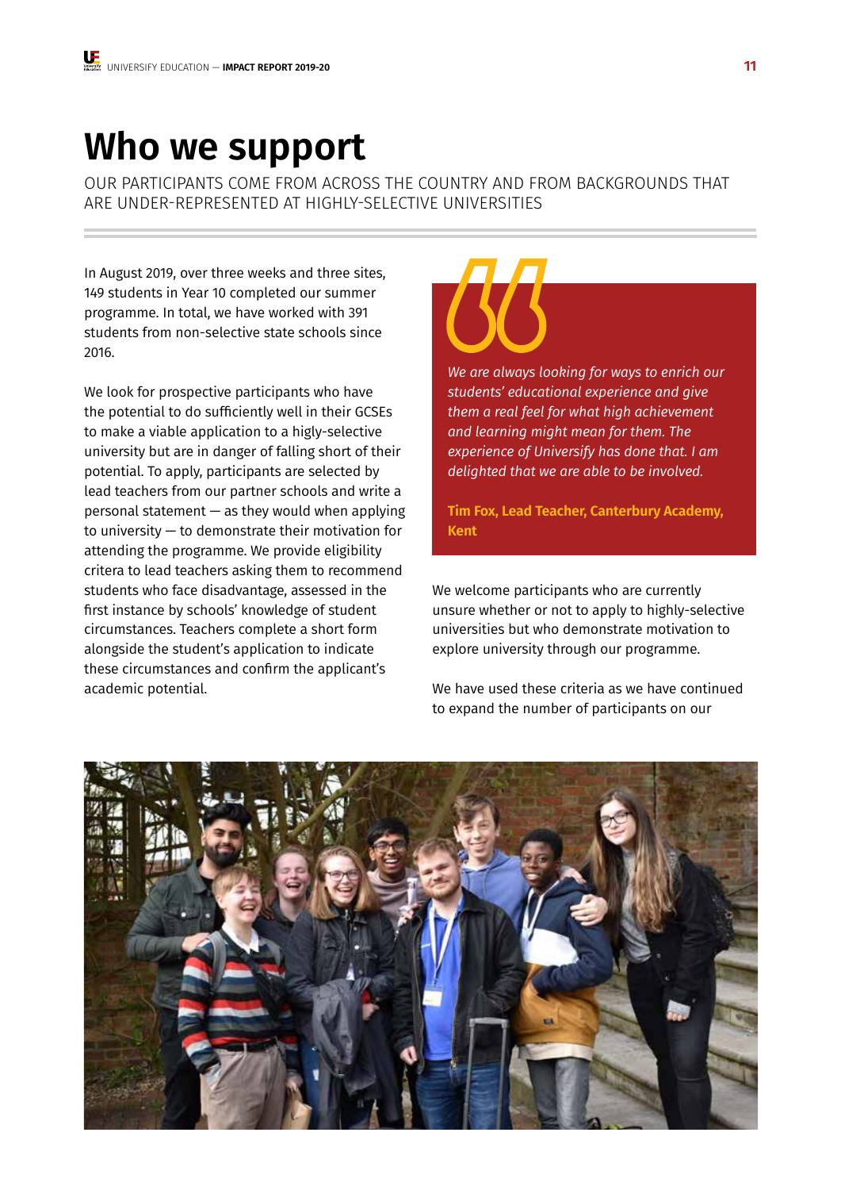# Who we support

OUR PARTICIPANTS COME FROM ACROSS THE COUNTRY AND FROM BACKGROUNDS THAT ARE UNDER-REPRESENTED AT HIGHLY-SELECTIVE UNIVERSITIES

In August 2019, over three weeks and three sites, 149 students in Year 10 completed our summer programme. In total, we have worked with 391 students from non-selective state schools since 2016.

We look for prospective participants who have the potential to do sufficiently well in their GCSEs to make a viable application to a higly-selective university but are in danger of falling short of their potential. To apply, participants are selected by lead teachers from our partner schools and write a personal statement — as they would when applying to university — to demonstrate their motivation for attending the programme. We provide eligibility criteria to lead teachers asking them to recommend students who face disadvantage, assessed in the first instance by schools' knowledge of student circumstances. Teachers complete a short form alongside the student's application to indicate these circumstances and confirm the applicant's academic potential.

> *We are always looking for ways to enrich our students' educational experience and give them a real feel for what high achievement and learning might mean for them. The experience of Universify has done that. I am delighted that we are able to be involved.*
>
> **Tim Fox, Lead Teacher, Canterbury Academy, Kent**

We welcome participants who are currently unsure whether or not to apply to highly-selective universities but who demonstrate motivation to explore university through our programme.

We have used these criteria as we have continued to expand the number of participants on our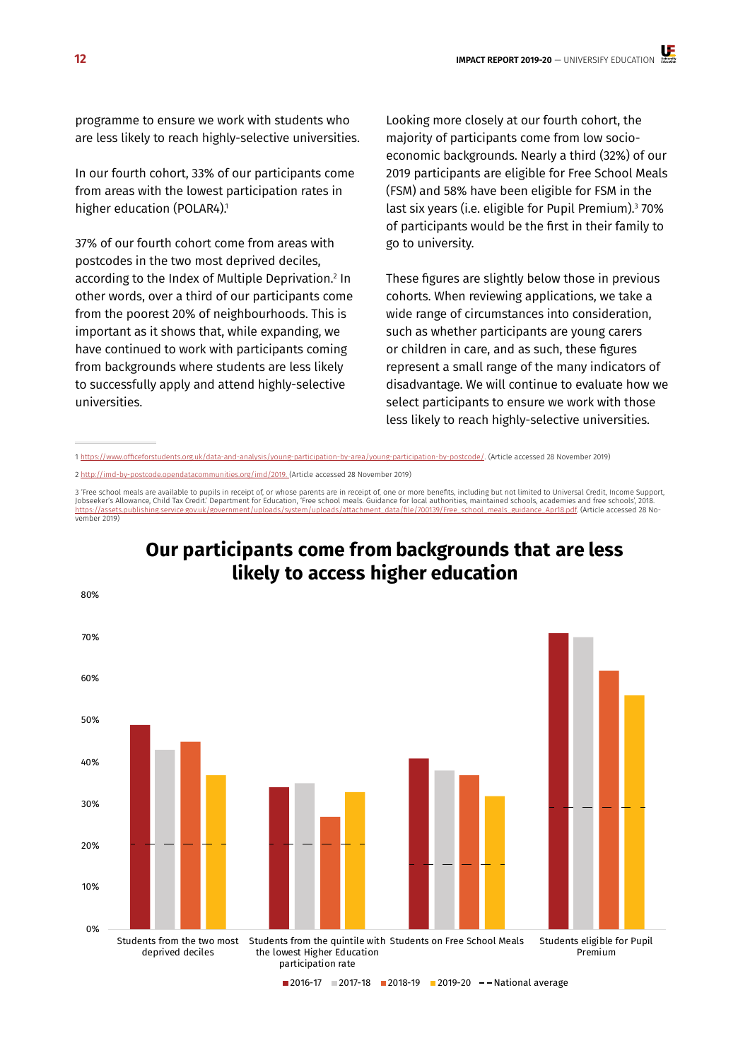programme to ensure we work with students who are less likely to reach highly-selective universities.

In our fourth cohort, 33% of our participants come from areas with the lowest participation rates in higher education (POLAR4).[1]

37% of our fourth cohort come from areas with postcodes in the two most deprived deciles, according to the Index of Multiple Deprivation.[2] In other words, over a third of our participants come from the poorest 20% of neighbourhoods. This is important as it shows that, while expanding, we have continued to work with participants coming from backgrounds where students are less likely to successfully apply and attend highly-selective universities.

Looking more closely at our fourth cohort, the majority of participants come from low socio-economic backgrounds. Nearly a third (32%) of our 2019 participants are eligible for Free School Meals (FSM) and 58% have been eligible for FSM in the last six years (i.e. eligible for Pupil Premium).[3] 70% of participants would be the first in their family to go to university.

These figures are slightly below those in previous cohorts. When reviewing applications, we take a wide range of circumstances into consideration, such as whether participants are young carers or children in care, and as such, these figures represent a small range of the many indicators of disadvantage. We will continue to evaluate how we select participants to ensure we work with those less likely to reach highly-selective universities.

---

1 https://www.officeforstudents.org.uk/data-and-analysis/young-participation-by-area/young-participation-by-postcode/. (Article accessed 28 November 2019)

2 http://imd-by-postcode.opendatacommunities.org/imd/2019 (Article accessed 28 November 2019)

3 'Free school meals are available to pupils in receipt of, or whose parents are in receipt of, one or more benefits, including but not limited to Universal Credit, Income Support, Jobseeker's Allowance, Child Tax Credit.' Department for Education, 'Free school meals. Guidance for local authorities, maintained schools, academies and free schools', 2018. https://assets.publishing.service.gov.uk/government/uploads/system/uploads/attachment_data/file/700139/Free_school_meals_guidance_Apr18.pdf (Article accessed 28 November 2019)

## Our participants come from backgrounds that are less likely to access higher education

| | 2016-17 | 2017-18 | 2018-19 | 2019-20 | National average |
|---|---|---|---|---|---|
| Students from the two most deprived deciles | 49% | 43% | 45% | 37% | 20% |
| Students from the quintile with the lowest Higher Education participation rate | 34% | 35% | 27% | 33% | 20% |
| Students on Free School Meals | 41% | 38% | 37% | 32% | 15% |
| Students eligible for Pupil Premium | 71% | 70% | 62% | 56% | 29% |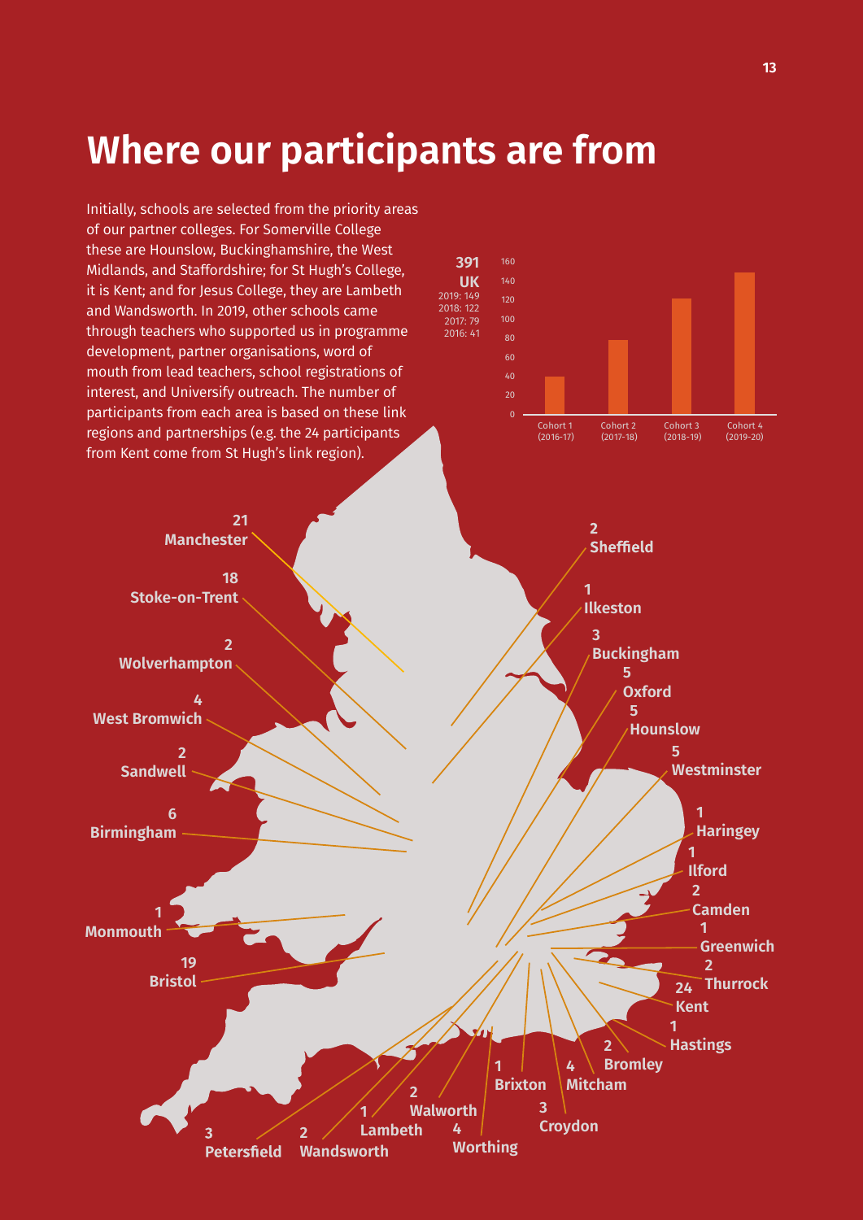# Where our participants are from

Initially, schools are selected from the priority areas of our partner colleges. For Somerville College these are Hounslow, Buckinghamshire, the West Midlands, and Staffordshire; for St Hugh's College, it is Kent; and for Jesus College, they are Lambeth and Wandsworth. In 2019, other schools came through teachers who supported us in programme development, partner organisations, word of mouth from lead teachers, school registrations of interest, and Universify outreach. The number of participants from each area is based on these link regions and partnerships (e.g. the 24 participants from Kent come from St Hugh's link region).

**391**
**UK**
2019: 149
2018: 122
2017: 79
2016: 41

| Cohort | Participants |
|---|---|
| Cohort 1 (2016-17) | 41 |
| Cohort 2 (2017-18) | 79 |
| Cohort 3 (2018-19) | 122 |
| Cohort 4 (2019-20) | 149 |

| Area | Participants |
|---|---|
| Manchester | 21 |
| Stoke-on-Trent | 18 |
| Wolverhampton | 2 |
| West Bromwich | 4 |
| Sandwell | 2 |
| Birmingham | 6 |
| Monmouth | 1 |
| Bristol | 19 |
| Petersfield | 3 |
| Wandsworth | 2 |
| Lambeth | 1 |
| Walworth | 2 |
| Worthing | 4 |
| Brixton | 1 |
| Croydon | 3 |
| Mitcham | 4 |
| Bromley | 2 |
| Hastings | 1 |
| Kent | 24 |
| Thurrock | 2 |
| Greenwich | 1 |
| Camden | 2 |
| Ilford | 1 |
| Haringey | 1 |
| Westminster | 5 |
| Hounslow | 5 |
| Oxford | 5 |
| Buckingham | 3 |
| Ilkeston | 1 |
| Sheffield | 2 |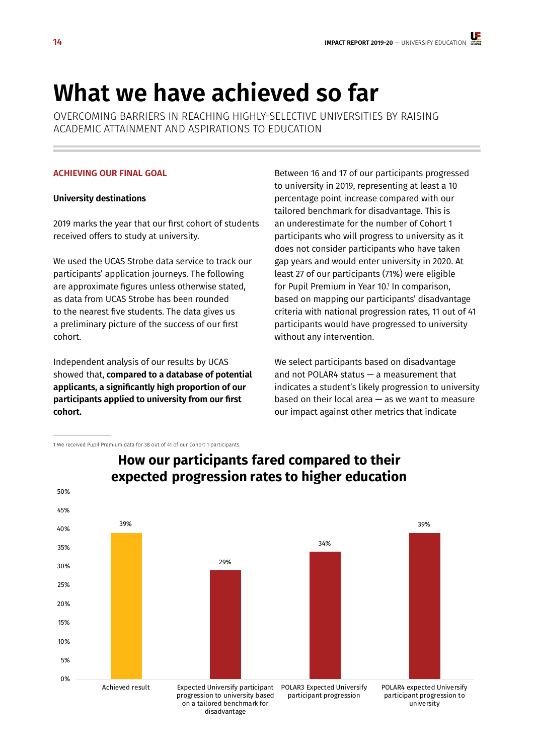# What we have achieved so far

OVERCOMING BARRIERS IN REACHING HIGHLY-SELECTIVE UNIVERSITIES BY RAISING ACADEMIC ATTAINMENT AND ASPIRATIONS TO EDUCATION

## ACHIEVING OUR FINAL GOAL

### University destinations

2019 marks the year that our first cohort of students received offers to study at university.

We used the UCAS Strobe data service to track our participants' application journeys. The following are approximate figures unless otherwise stated, as data from UCAS Strobe has been rounded to the nearest five students. The data gives us a preliminary picture of the success of our first cohort.

Independent analysis of our results by UCAS showed that, **compared to a database of potential applicants, a significantly high proportion of our participants applied to university from our first cohort.**

Between 16 and 17 of our participants progressed to university in 2019, representing at least a 10 percentage point increase compared with our tailored benchmark for disadvantage. This is an underestimate for the number of Cohort 1 participants who will progress to university as it does not consider participants who have taken gap years and would enter university in 2020. At least 27 of our participants (71%) were eligible for Pupil Premium in Year 10.[1] In comparison, based on mapping our participants' disadvantage criteria with national progression rates, 11 out of 41 participants would have progressed to university without any intervention.

We select participants based on disadvantage and not POLAR4 status — a measurement that indicates a student's likely progression to university based on their local area — as we want to measure our impact against other metrics that indicate

1 We received Pupil Premium data for 38 out of 41 of our Cohort 1 participants.

**How our participants fared compared to their expected progression rates to higher education**

| Category | Percentage |
|---|---|
| Achieved result | 39% |
| Expected Universify participant progression to university based on a tailored benchmark for disadvantage | 29% |
| POLAR3 Expected Universify participant progression | 34% |
| POLAR4 expected Universify participant progression to university | 39% |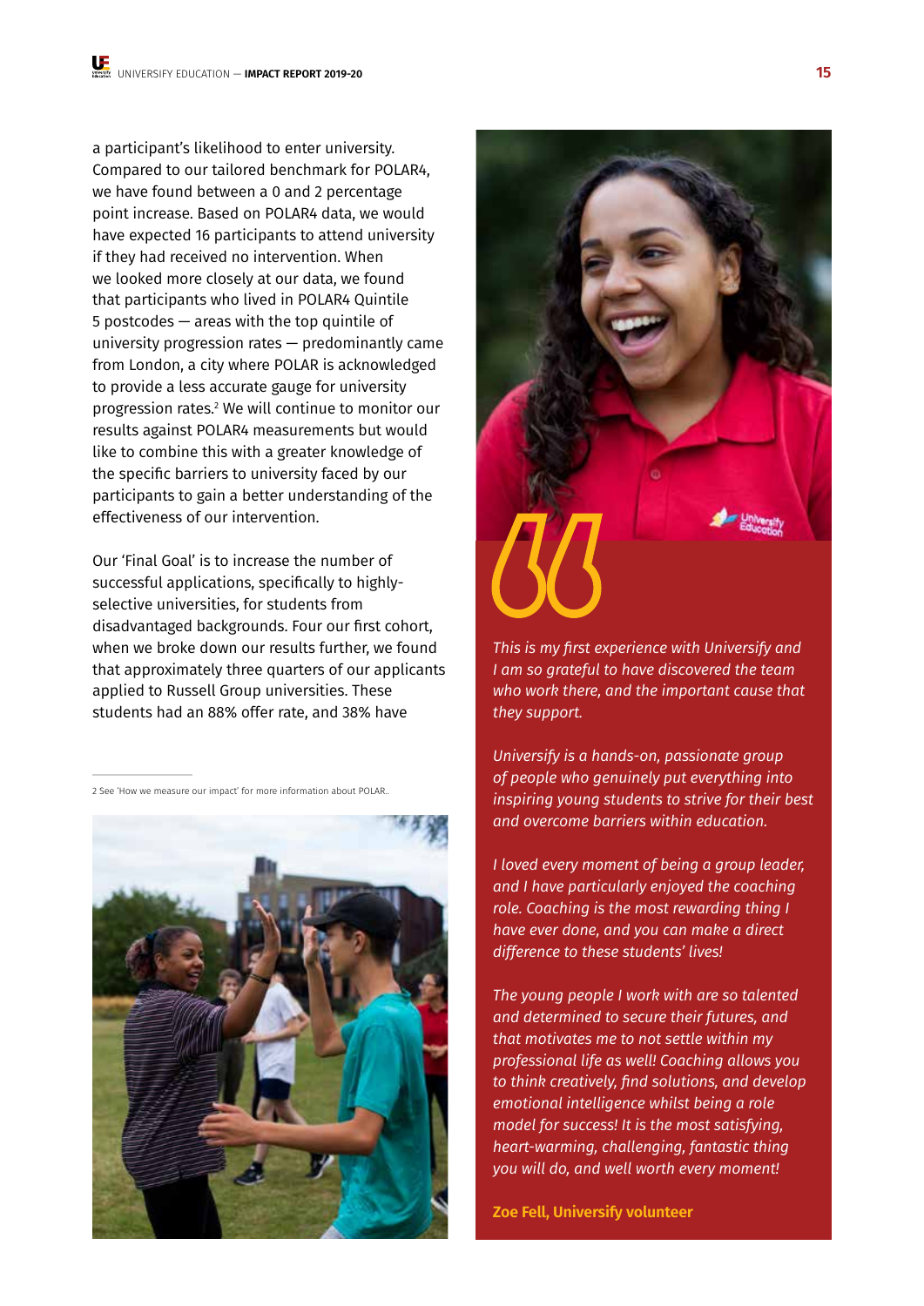a participant's likelihood to enter university. Compared to our tailored benchmark for POLAR4, we have found between a 0 and 2 percentage point increase. Based on POLAR4 data, we would have expected 16 participants to attend university if they had received no intervention. When we looked more closely at our data, we found that participants who lived in POLAR4 Quintile 5 postcodes — areas with the top quintile of university progression rates — predominantly came from London, a city where POLAR is acknowledged to provide a less accurate gauge for university progression rates.[2] We will continue to monitor our results against POLAR4 measurements but would like to combine this with a greater knowledge of the specific barriers to university faced by our participants to gain a better understanding of the effectiveness of our intervention.

Our 'Final Goal' is to increase the number of successful applications, specifically to highly-selective universities, for students from disadvantaged backgrounds. Four our first cohort, when we broke down our results further, we found that approximately three quarters of our applicants applied to Russell Group universities. These students had an 88% offer rate, and 38% have

2 See 'How we measure our impact' for more information about POLAR..

*This is my first experience with Universify and I am so grateful to have discovered the team who work there, and the important cause that they support.*

*University is a hands-on, passionate group of people who genuinely put everything into inspiring young students to strive for their best and overcome barriers within education.*

*I loved every moment of being a group leader, and I have particularly enjoyed the coaching role. Coaching is the most rewarding thing I have ever done, and you can make a direct difference to these students' lives!*

*The young people I work with are so talented and determined to secure their futures, and that motivates me to not settle within my professional life as well! Coaching allows you to think creatively, find solutions, and develop emotional intelligence whilst being a role model for success! It is the most satisfying, heart-warming, challenging, fantastic thing you will do, and well worth every moment!*

**Zoe Fell, Universify volunteer**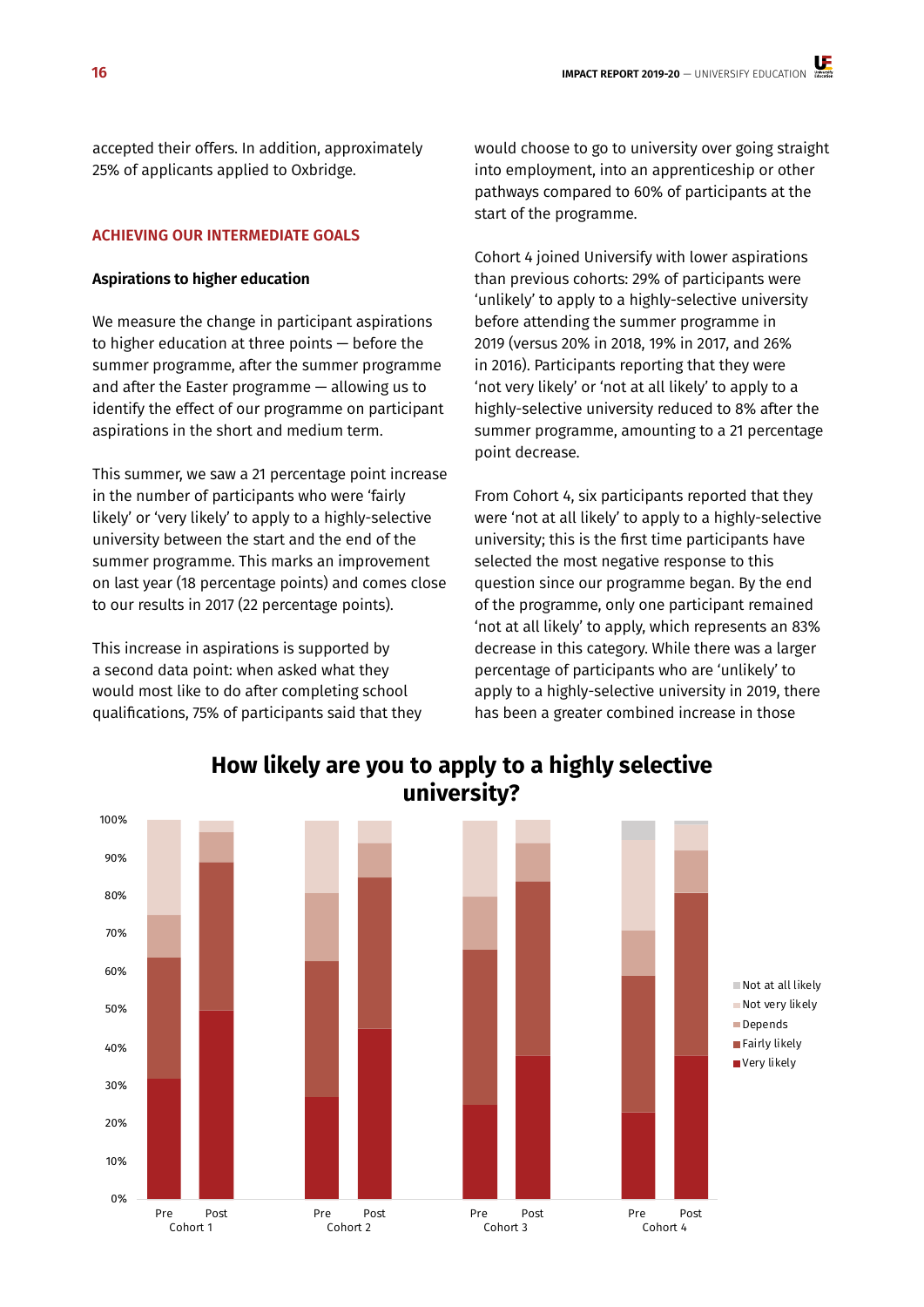accepted their offers. In addition, approximately 25% of applicants applied to Oxbridge.

## ACHIEVING OUR INTERMEDIATE GOALS

### Aspirations to higher education

We measure the change in participant aspirations to higher education at three points — before the summer programme, after the summer programme and after the Easter programme — allowing us to identify the effect of our programme on participant aspirations in the short and medium term.

This summer, we saw a 21 percentage point increase in the number of participants who were 'fairly likely' or 'very likely' to apply to a highly-selective university between the start and the end of the summer programme. This marks an improvement on last year (18 percentage points) and comes close to our results in 2017 (22 percentage points).

This increase in aspirations is supported by a second data point: when asked what they would most like to do after completing school qualifications, 75% of participants said that they would choose to go to university over going straight into employment, into an apprenticeship or other pathways compared to 60% of participants at the start of the programme.

Cohort 4 joined Universify with lower aspirations than previous cohorts: 29% of participants were 'unlikely' to apply to a highly-selective university before attending the summer programme in 2019 (versus 20% in 2018, 19% in 2017, and 26% in 2016). Participants reporting that they were 'not very likely' or 'not at all likely' to apply to a highly-selective university reduced to 8% after the summer programme, amounting to a 21 percentage point decrease.

From Cohort 4, six participants reported that they were 'not at all likely' to apply to a highly-selective university; this is the first time participants have selected the most negative response to this question since our programme began. By the end of the programme, only one participant remained 'not at all likely' to apply, which represents an 83% decrease in this category. While there was a larger percentage of participants who are 'unlikely' to apply to a highly-selective university in 2019, there has been a greater combined increase in those

**How likely are you to apply to a highly selective university?**

| | Very likely | Fairly likely | Depends | Not very likely | Not at all likely |
|---|---|---|---|---|---|
| Cohort 1 Pre | 32% | 32% | 11% | 25% | 0% |
| Cohort 1 Post | 50% | 39% | 8% | 3% | 0% |
| Cohort 2 Pre | 27% | 36% | 18% | 19% | 0% |
| Cohort 2 Post | 45% | 40% | 9% | 6% | 0% |
| Cohort 3 Pre | 25% | 41% | 14% | 20% | 0% |
| Cohort 3 Post | 38% | 46% | 10% | 6% | 0% |
| Cohort 4 Pre | 23% | 36% | 12% | 24% | 5% |
| Cohort 4 Post | 38% | 43% | 11% | 7% | 1% |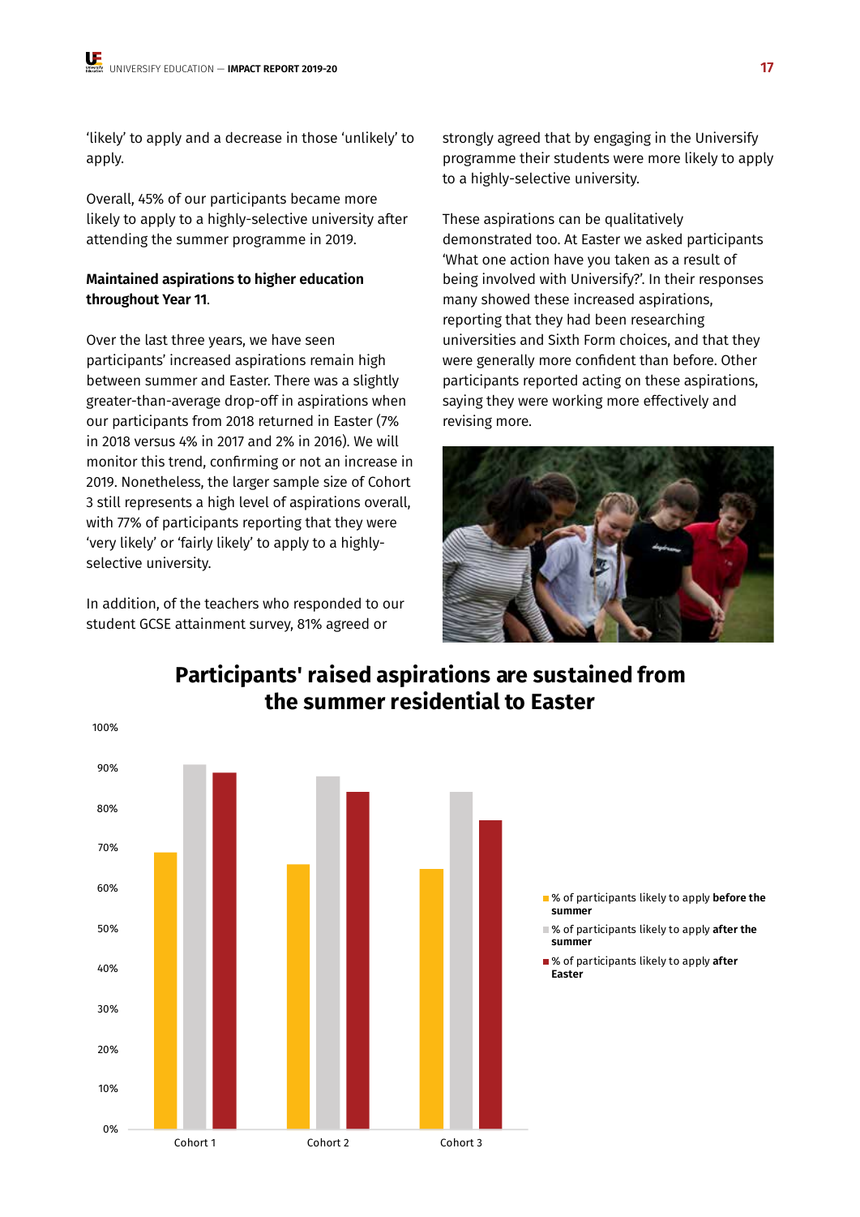'likely' to apply and a decrease in those 'unlikely' to apply.

Overall, 45% of our participants became more likely to apply to a highly-selective university after attending the summer programme in 2019.

**Maintained aspirations to higher education throughout Year 11**.

Over the last three years, we have seen participants' increased aspirations remain high between summer and Easter. There was a slightly greater-than-average drop-off in aspirations when our participants from 2018 returned in Easter (7% in 2018 versus 4% in 2017 and 2% in 2016). We will monitor this trend, confirming or not an increase in 2019. Nonetheless, the larger sample size of Cohort 3 still represents a high level of aspirations overall, with 77% of participants reporting that they were 'very likely' or 'fairly likely' to apply to a highly-selective university.

In addition, of the teachers who responded to our student GCSE attainment survey, 81% agreed or strongly agreed that by engaging in the Universify programme their students were more likely to apply to a highly-selective university.

These aspirations can be qualitatively demonstrated too. At Easter we asked participants 'What one action have you taken as a result of being involved with Universify?'. In their responses many showed these increased aspirations, reporting that they had been researching universities and Sixth Form choices, and that they were generally more confident than before. Other participants reported acting on these aspirations, saying they were working more effectively and revising more.

## Participants' raised aspirations are sustained from the summer residential to Easter

| | % of participants likely to apply **before the summer** | % of participants likely to apply **after the summer** | % of participants likely to apply **after Easter** |
|---|---|---|---|
| Cohort 1 | ~69% | ~91% | ~89% |
| Cohort 2 | ~66% | ~88% | ~84% |
| Cohort 3 | ~65% | ~84% | ~77% |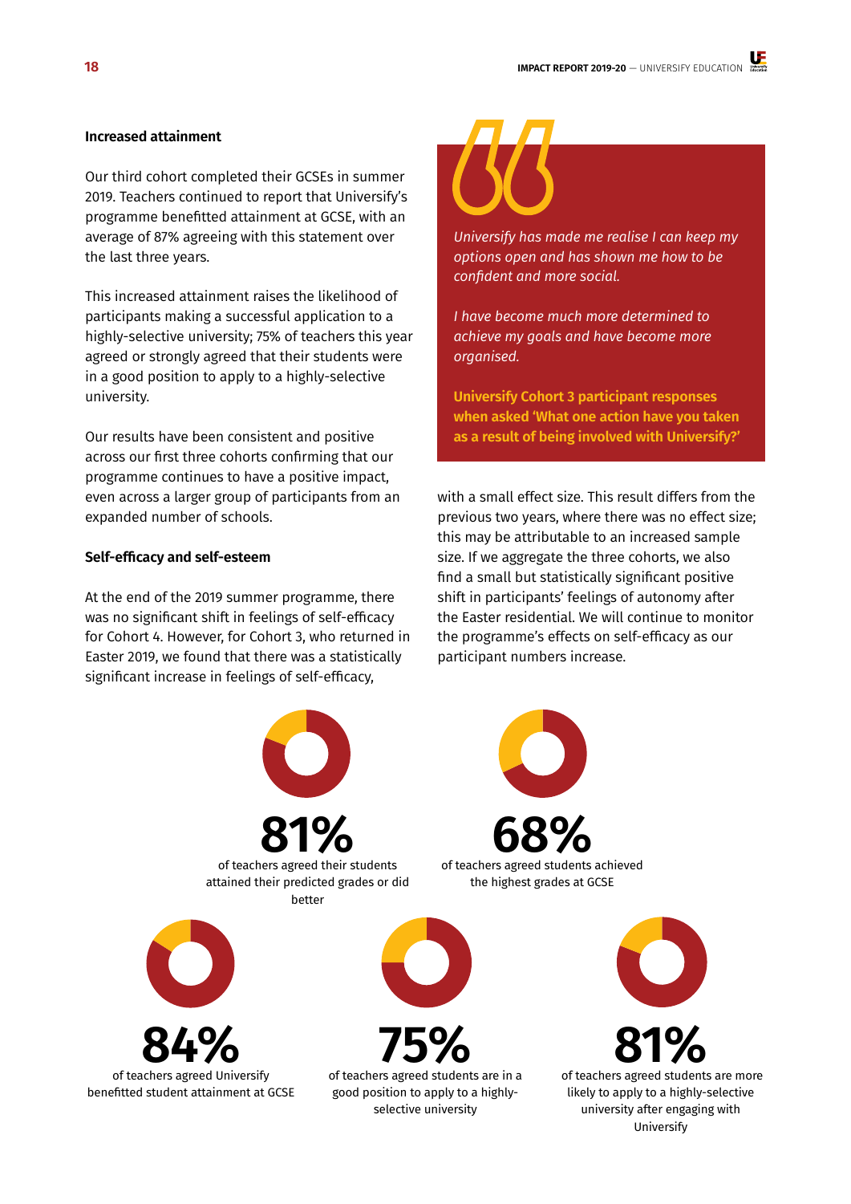### Increased attainment

Our third cohort completed their GCSEs in summer 2019. Teachers continued to report that Universify's programme benefitted attainment at GCSE, with an average of 87% agreeing with this statement over the last three years.

This increased attainment raises the likelihood of participants making a successful application to a highly-selective university; 75% of teachers this year agreed or strongly agreed that their students were in a good position to apply to a highly-selective university.

Our results have been consistent and positive across our first three cohorts confirming that our programme continues to have a positive impact, even across a larger group of participants from an expanded number of schools.

### Self-efficacy and self-esteem

At the end of the 2019 summer programme, there was no significant shift in feelings of self-efficacy for Cohort 4. However, for Cohort 3, who returned in Easter 2019, we found that there was a statistically significant increase in feelings of self-efficacy, with a small effect size. This result differs from the previous two years, where there was no effect size; this may be attributable to an increased sample size. If we aggregate the three cohorts, we also find a small but statistically significant positive shift in participants' feelings of autonomy after the Easter residential. We will continue to monitor the programme's effects on self-efficacy as our participant numbers increase.

> *University has made me realise I can keep my options open and has shown me how to be confident and more social.*
>
> *I have become much more determined to achieve my goals and have become more organised.*
>
> **University Cohort 3 participant responses when asked 'What one action have you taken as a result of being involved with Universify?'**

**81%**
of teachers agreed their students attained their predicted grades or did better

**68%**
of teachers agreed students achieved the highest grades at GCSE

**84%**
of teachers agreed Universify benefitted student attainment at GCSE

**75%**
of teachers agreed students are in a good position to apply to a highly-selective university

**81%**
of teachers agreed students are more likely to apply to a highly-selective university after engaging with Universify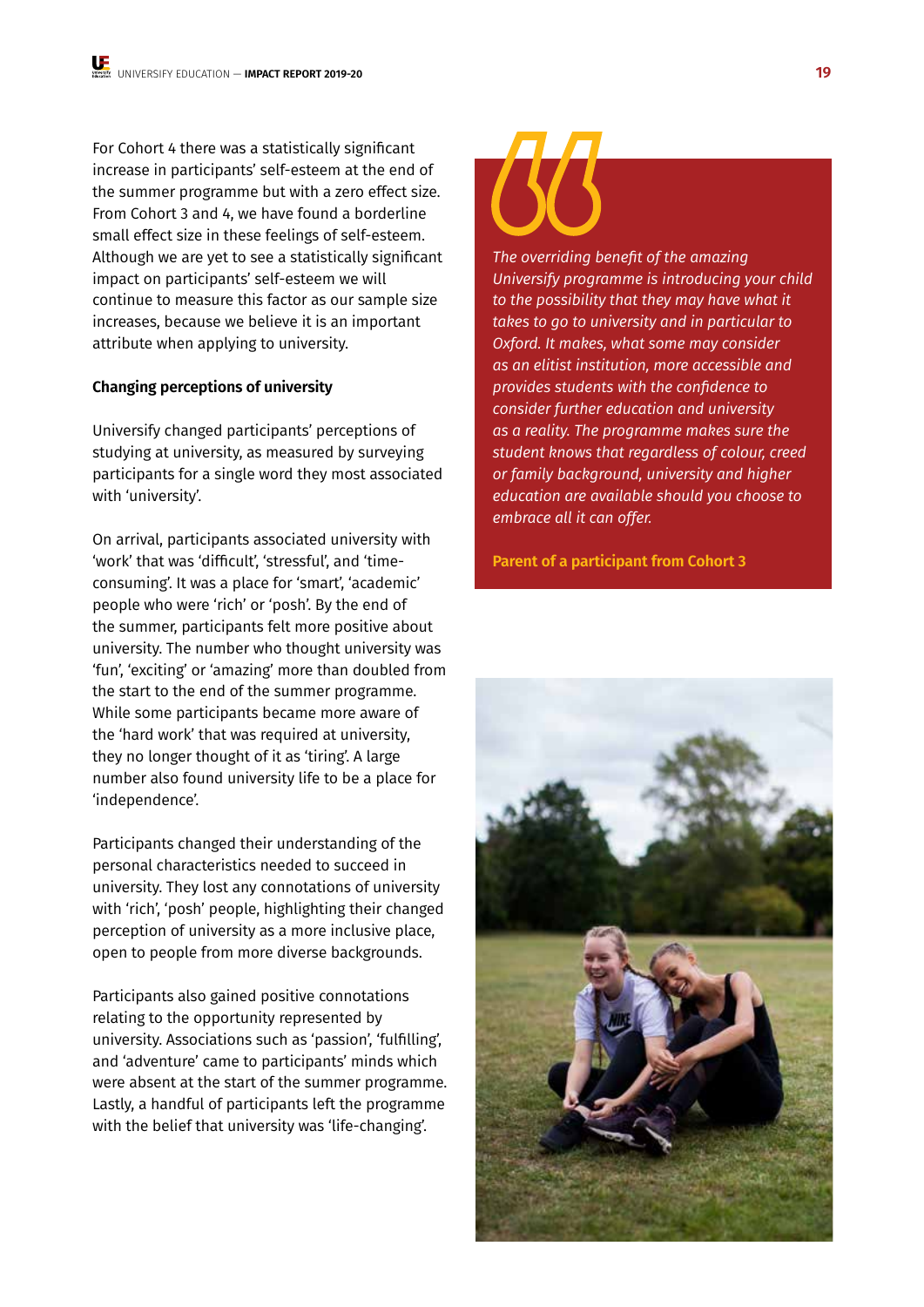For Cohort 4 there was a statistically significant increase in participants' self-esteem at the end of the summer programme but with a zero effect size. From Cohort 3 and 4, we have found a borderline small effect size in these feelings of self-esteem. Although we are yet to see a statistically significant impact on participants' self-esteem we will continue to measure this factor as our sample size increases, because we believe it is an important attribute when applying to university.

### Changing perceptions of university

Universify changed participants' perceptions of studying at university, as measured by surveying participants for a single word they most associated with 'university'.

On arrival, participants associated university with 'work' that was 'difficult', 'stressful', and 'time-consuming'. It was a place for 'smart', 'academic' people who were 'rich' or 'posh'. By the end of the summer, participants felt more positive about university. The number who thought university was 'fun', 'exciting' or 'amazing' more than doubled from the start to the end of the summer programme. While some participants became more aware of the 'hard work' that was required at university, they no longer thought of it as 'tiring'. A large number also found university life to be a place for 'independence'.

Participants changed their understanding of the personal characteristics needed to succeed in university. They lost any connotations of university with 'rich', 'posh' people, highlighting their changed perception of university as a more inclusive place, open to people from more diverse backgrounds.

Participants also gained positive connotations relating to the opportunity represented by university. Associations such as 'passion', 'fulfilling', and 'adventure' came to participants' minds which were absent at the start of the summer programme. Lastly, a handful of participants left the programme with the belief that university was 'life-changing'.

> *The overriding benefit of the amazing Universify programme is introducing your child to the possibility that they may have what it takes to go to university and in particular to Oxford. It makes, what some may consider as an elitist institution, more accessible and provides students with the confidence to consider further education and university as a reality. The programme makes sure the student knows that regardless of colour, creed or family background, university and higher education are available should you choose to embrace all it can offer.*
>
> **Parent of a participant from Cohort 3**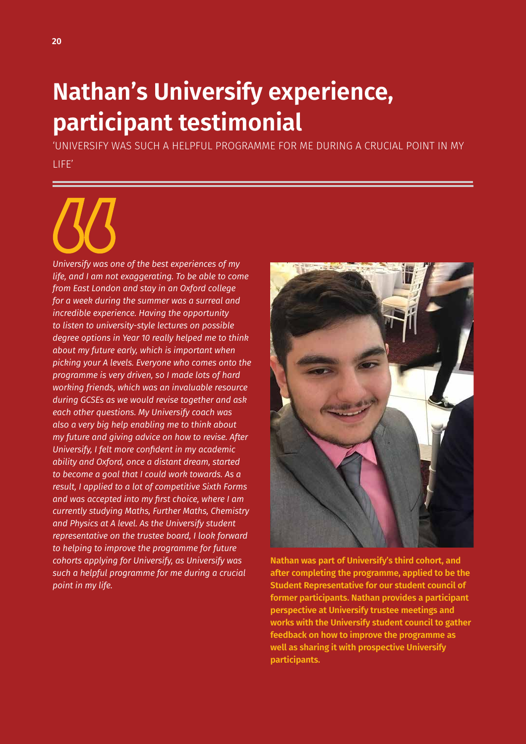# Nathan's Universify experience, participant testimonial

'UNIVERSIFY WAS SUCH A HELPFUL PROGRAMME FOR ME DURING A CRUCIAL POINT IN MY LIFE'

*Universify was one of the best experiences of my life, and I am not exaggerating. To be able to come from East London and stay in an Oxford college for a week during the summer was a surreal and incredible experience. Having the opportunity to listen to university-style lectures on possible degree options in Year 10 really helped me to think about my future early, which is important when picking your A levels. Everyone who comes onto the programme is very driven, so I made lots of hard working friends, which was an invaluable resource during GCSEs as we would revise together and ask each other questions. My Universify coach was also a very big help enabling me to think about my future and giving advice on how to revise. After Universify, I felt more confident in my academic ability and Oxford, once a distant dream, started to become a goal that I could work towards. As a result, I applied to a lot of competitive Sixth Forms and was accepted into my first choice, where I am currently studying Maths, Further Maths, Chemistry and Physics at A level. As the Universify student representative on the trustee board, I look forward to helping to improve the programme for future cohorts applying for Universify, as Universify was such a helpful programme for me during a crucial point in my life.*

**Nathan was part of Universify's third cohort, and after completing the programme, applied to be the Student Representative for our student council of former participants. Nathan provides a participant perspective at Universify trustee meetings and works with the Universify student council to gather feedback on how to improve the programme as well as sharing it with prospective Universify participants.**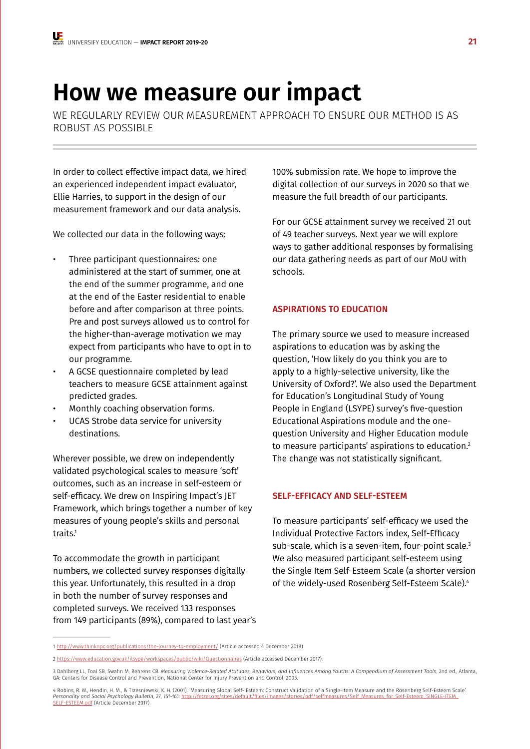# How we measure our impact

WE REGULARLY REVIEW OUR MEASUREMENT APPROACH TO ENSURE OUR METHOD IS AS ROBUST AS POSSIBLE

In order to collect effective impact data, we hired an experienced independent impact evaluator, Ellie Harries, to support in the design of our measurement framework and our data analysis.

We collected our data in the following ways:

- Three participant questionnaires: one administered at the start of summer, one at the end of the summer programme, and one at the end of the Easter residential to enable before and after comparison at three points. Pre and post surveys allowed us to control for the higher-than-average motivation we may expect from participants who have to opt in to our programme.
- A GCSE questionnaire completed by lead teachers to measure GCSE attainment against predicted grades.
- Monthly coaching observation forms.
- UCAS Strobe data service for university destinations.

Wherever possible, we drew on independently validated psychological scales to measure 'soft' outcomes, such as an increase in self-esteem or self-efficacy. We drew on Inspiring Impact's JET Framework, which brings together a number of key measures of young people's skills and personal traits.[1]

To accommodate the growth in participant numbers, we collected survey responses digitally this year. Unfortunately, this resulted in a drop in both the number of survey responses and completed surveys. We received 133 responses from 149 participants (89%), compared to last year's 100% submission rate. We hope to improve the digital collection of our surveys in 2020 so that we measure the full breadth of our participants.

For our GCSE attainment survey we received 21 out of 49 teacher surveys. Next year we will explore ways to gather additional responses by formalising our data gathering needs as part of our MoU with schools.

### ASPIRATIONS TO EDUCATION

The primary source we used to measure increased aspirations to education was by asking the question, 'How likely do you think you are to apply to a highly-selective university, like the University of Oxford?'. We also used the Department for Education's Longitudinal Study of Young People in England (LSYPE) survey's five-question Educational Aspirations module and the one-question University and Higher Education module to measure participants' aspirations to education.[2] The change was not statistically significant.

### SELF-EFFICACY AND SELF-ESTEEM

To measure participants' self-efficacy we used the Individual Protective Factors index, Self-Efficacy sub-scale, which is a seven-item, four-point scale.[3] We also measured participant self-esteem using the Single Item Self-Esteem Scale (a shorter version of the widely-used Rosenberg Self-Esteem Scale).[4]

---

1 http://www.thinknpc.org/publications/the-journey-to-employment/ (Article accessed 4 December 2018)

2 https://www.education.gov.uk/ilsype/workspaces/public/wiki/Questionnaires (Article accessed December 2017).

3 Dahlberg LL, Toal SB, Swahn M, Behrens CB. *Measuring Violence-Related Attitudes, Behaviors, and Influences Among Youths: A Compendium of Assessment Tools*, 2nd ed., Atlanta, GA: Centers for Disease Control and Prevention, National Center for Injury Prevention and Control, 2005.

4 Robins, R. W., Hendin, H. M., & Trzesniewski, K. H. (2001). 'Measuring Global Self- Esteem: Construct Validation of a Single-Item Measure and the Rosenberg Self-Esteem Scale'. *Personality and Social Psychology Bulletin, 27, 151-161:* http://fetzer.org/sites/default/files/images/stories/pdf/selfmeasures/Self_Measures_for_Self-Esteem_SINGLE-ITEM_SELF-ESTEEM.pdf (Article December 2017).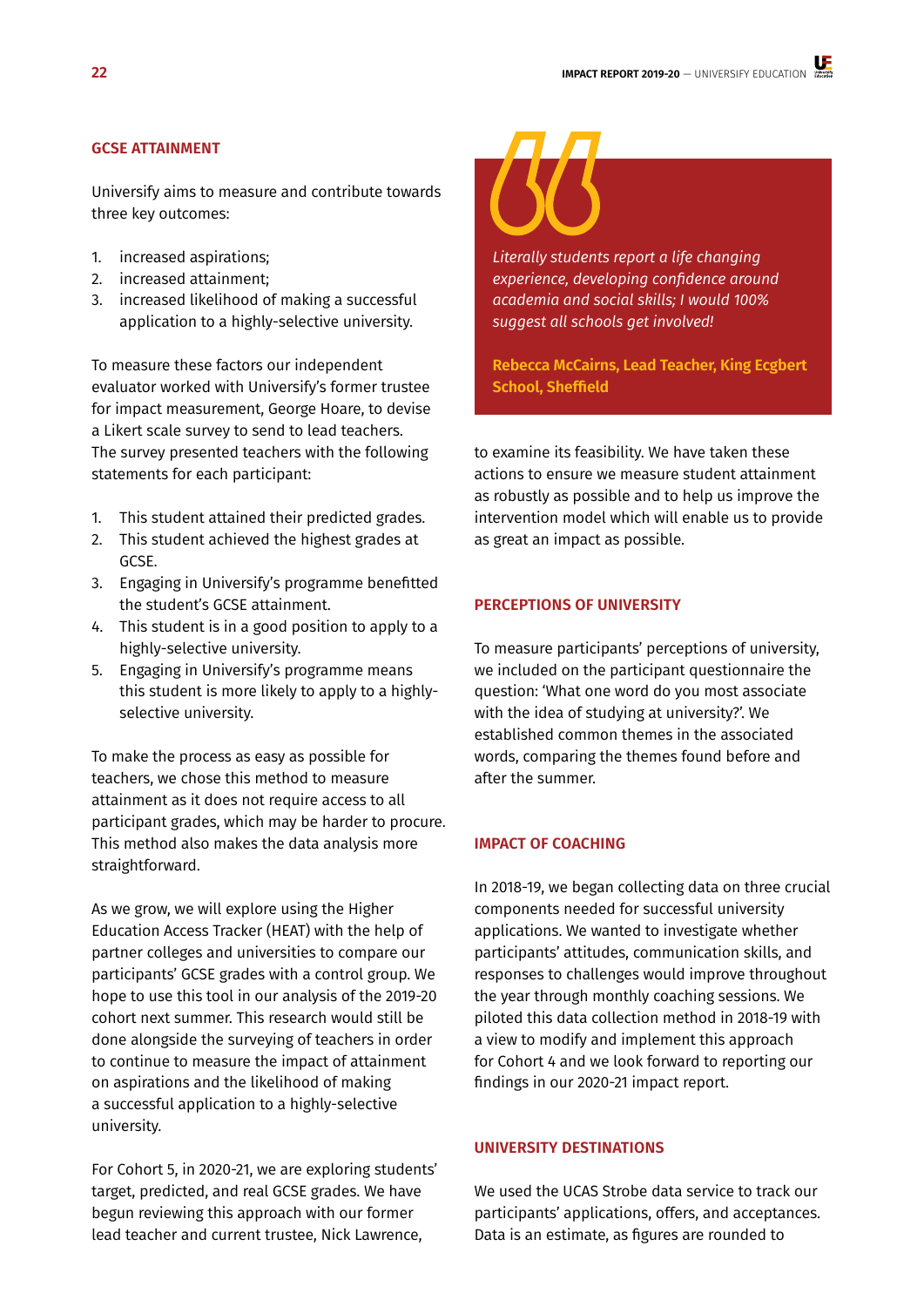## GCSE ATTAINMENT

University aims to measure and contribute towards three key outcomes:

1. increased aspirations;
2. increased attainment;
3. increased likelihood of making a successful application to a highly-selective university.

To measure these factors our independent evaluator worked with Universify's former trustee for impact measurement, George Hoare, to devise a Likert scale survey to send to lead teachers. The survey presented teachers with the following statements for each participant:

1. This student attained their predicted grades.
2. This student achieved the highest grades at GCSE.
3. Engaging in Universify's programme benefitted the student's GCSE attainment.
4. This student is in a good position to apply to a highly-selective university.
5. Engaging in Universify's programme means this student is more likely to apply to a highly-selective university.

To make the process as easy as possible for teachers, we chose this method to measure attainment as it does not require access to all participant grades, which may be harder to procure. This method also makes the data analysis more straightforward.

As we grow, we will explore using the Higher Education Access Tracker (HEAT) with the help of partner colleges and universities to compare our participants' GCSE grades with a control group. We hope to use this tool in our analysis of the 2019-20 cohort next summer. This research would still be done alongside the surveying of teachers in order to continue to measure the impact of attainment on aspirations and the likelihood of making a successful application to a highly-selective university.

For Cohort 5, in 2020-21, we are exploring students' target, predicted, and real GCSE grades. We have begun reviewing this approach with our former lead teacher and current trustee, Nick Lawrence, to examine its feasibility. We have taken these actions to ensure we measure student attainment as robustly as possible and to help us improve the intervention model which will enable us to provide as great an impact as possible.

> *Literally students report a life changing experience, developing confidence around academia and social skills; I would 100% suggest all schools get involved!*
>
> **Rebecca McCairns, Lead Teacher, King Ecgbert School, Sheffield**

## PERCEPTIONS OF UNIVERSITY

To measure participants' perceptions of university, we included on the participant questionnaire the question: 'What one word do you most associate with the idea of studying at university?'. We established common themes in the associated words, comparing the themes found before and after the summer.

## IMPACT OF COACHING

In 2018-19, we began collecting data on three crucial components needed for successful university applications. We wanted to investigate whether participants' attitudes, communication skills, and responses to challenges would improve throughout the year through monthly coaching sessions. We piloted this data collection method in 2018-19 with a view to modify and implement this approach for Cohort 4 and we look forward to reporting our findings in our 2020-21 impact report.

## UNIVERSITY DESTINATIONS

We used the UCAS Strobe data service to track our participants' applications, offers, and acceptances. Data is an estimate, as figures are rounded to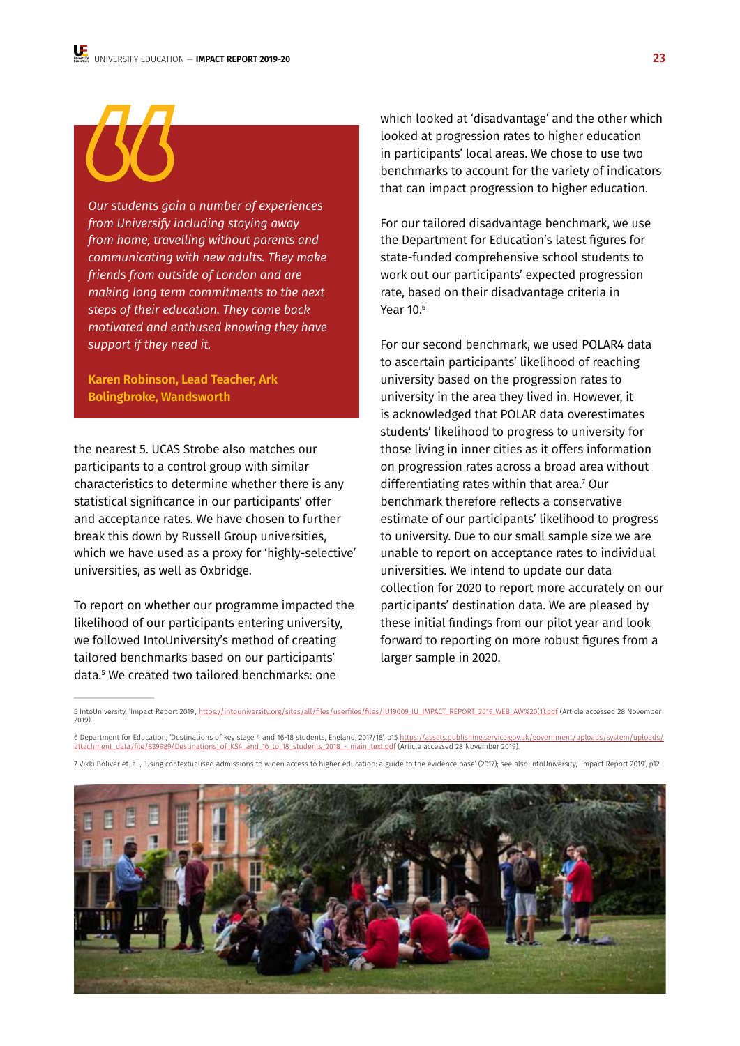*Our students gain a number of experiences from Universify including staying away from home, travelling without parents and communicating with new adults. They make friends from outside of London and are making long term commitments to the next steps of their education. They come back motivated and enthused knowing they have support if they need it.*

**Karen Robinson, Lead Teacher, Ark Bolingbroke, Wandsworth**

the nearest 5. UCAS Strobe also matches our participants to a control group with similar characteristics to determine whether there is any statistical significance in our participants' offer and acceptance rates. We have chosen to further break this down by Russell Group universities, which we have used as a proxy for 'highly-selective' universities, as well as Oxbridge.

To report on whether our programme impacted the likelihood of our participants entering university, we followed IntoUniversity's method of creating tailored benchmarks based on our participants' data.[5] We created two tailored benchmarks: one which looked at 'disadvantage' and the other which looked at progression rates to higher education in participants' local areas. We chose to use two benchmarks to account for the variety of indicators that can impact progression to higher education.

For our tailored disadvantage benchmark, we use the Department for Education's latest figures for state-funded comprehensive school students to work out our participants' expected progression rate, based on their disadvantage criteria in Year 10.[6]

For our second benchmark, we used POLAR4 data to ascertain participants' likelihood of reaching university based on the progression rates to university in the area they lived in. However, it is acknowledged that POLAR data overestimates students' likelihood to progress to university for those living in inner cities as it offers information on progression rates across a broad area without differentiating rates within that area.[7] Our benchmark therefore reflects a conservative estimate of our participants' likelihood to progress to university. Due to our small sample size we are unable to report on acceptance rates to individual universities. We intend to update our data collection for 2020 to report more accurately on our participants' destination data. We are pleased by these initial findings from our pilot year and look forward to reporting on more robust figures from a larger sample in 2020.

---

5 IntoUniversity, 'Impact Report 2019', https://intouniversity.org/sites/all/files/userfiles/files/IU19009_IU_IMPACT_REPORT_2019_WEB_AW%20(1).pdf (Article accessed 28 November 2019).

6 Department for Education, 'Destinations of key stage 4 and 16-18 students, England, 2017/18', p15 https://assets.publishing.service.gov.uk/government/uploads/system/uploads/attachment_data/file/839989/Destinations_of_KS4_and_16_to_18_students_2018_-_main_text.pdf (Article accessed 28 November 2019).

7 Vikki Boliver et. al., 'Using contextualised admissions to widen access to higher education: a guide to the evidence base' (2017); see also IntoUniversity, 'Impact Report 2019', p12.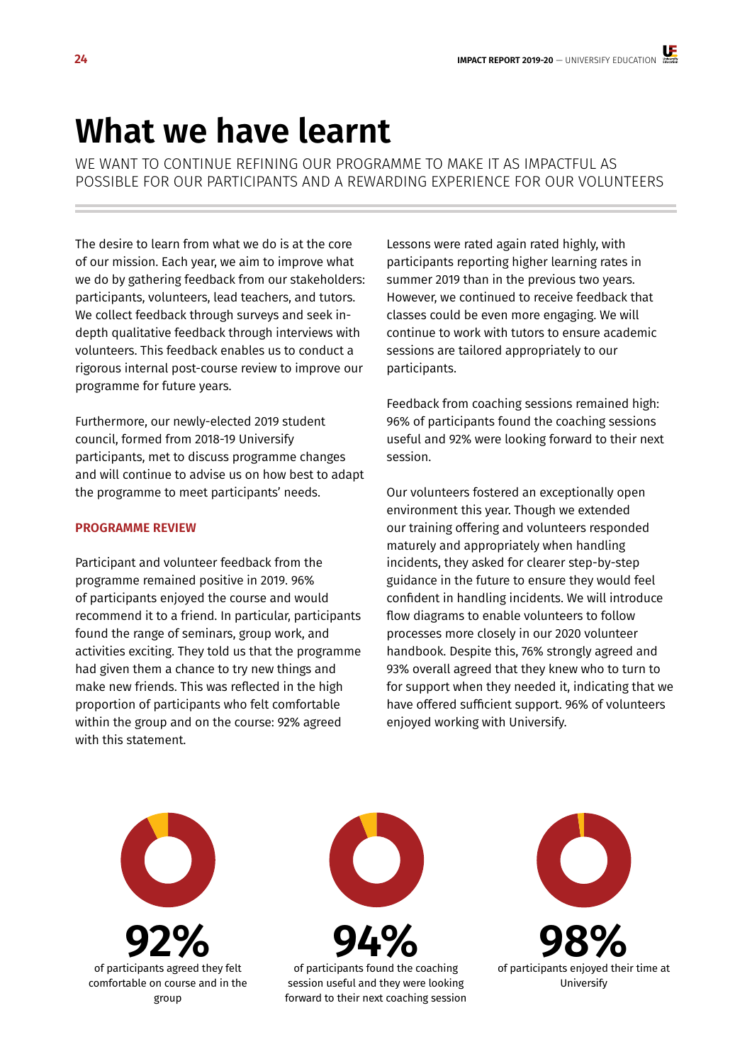# What we have learnt

WE WANT TO CONTINUE REFINING OUR PROGRAMME TO MAKE IT AS IMPACTFUL AS POSSIBLE FOR OUR PARTICIPANTS AND A REWARDING EXPERIENCE FOR OUR VOLUNTEERS

The desire to learn from what we do is at the core of our mission. Each year, we aim to improve what we do by gathering feedback from our stakeholders: participants, volunteers, lead teachers, and tutors. We collect feedback through surveys and seek in-depth qualitative feedback through interviews with volunteers. This feedback enables us to conduct a rigorous internal post-course review to improve our programme for future years.

Furthermore, our newly-elected 2019 student council, formed from 2018-19 Universify participants, met to discuss programme changes and will continue to advise us on how best to adapt the programme to meet participants' needs.

### PROGRAMME REVIEW

Participant and volunteer feedback from the programme remained positive in 2019. 96% of participants enjoyed the course and would recommend it to a friend. In particular, participants found the range of seminars, group work, and activities exciting. They told us that the programme had given them a chance to try new things and make new friends. This was reflected in the high proportion of participants who felt comfortable within the group and on the course: 92% agreed with this statement.

Lessons were rated again rated highly, with participants reporting higher learning rates in summer 2019 than the previous two years. However, we continued to receive feedback that classes could be even more engaging. We will continue to work with tutors to ensure academic sessions are tailored appropriately to our participants.

Feedback from coaching sessions remained high: 96% of participants found the coaching sessions useful and 92% were looking forward to their next session.

Our volunteers fostered an exceptionally open environment this year. Though we extended our training offering and volunteers responded maturely and appropriately when handling incidents, they asked for clearer step-by-step guidance in the future to ensure they would feel confident in handling incidents. We will introduce flow diagrams to enable volunteers to follow processes more closely in our 2020 volunteer handbook. Despite this, 76% strongly agreed and 93% overall agreed that they knew who to turn to for support when they needed it, indicating that we have offered sufficient support. 96% of volunteers enjoyed working with Universify.

**92%**
of participants agreed they felt comfortable on course and in the group

**94%**
of participants found the coaching session useful and they were looking forward to their next coaching session

**98%**
of participants enjoyed their time at Universify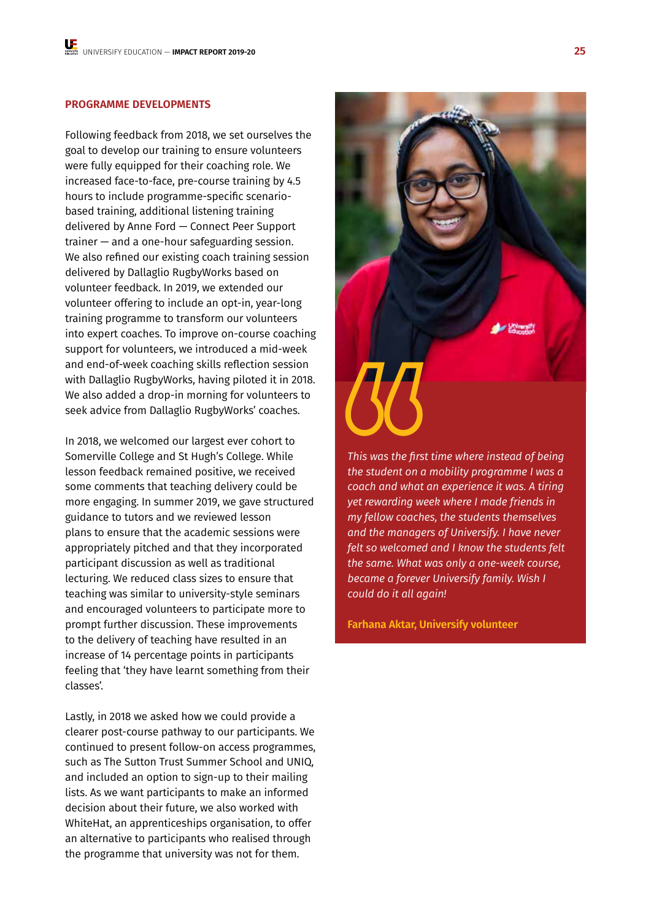## PROGRAMME DEVELOPMENTS

Following feedback from 2018, we set ourselves the goal to develop our training to ensure volunteers were fully equipped for their coaching role. We increased face-to-face, pre-course training by 4.5 hours to include programme-specific scenario-based training, additional listening training delivered by Anne Ford — Connect Peer Support trainer — and a one-hour safeguarding session. We also refined our existing coach training session delivered by Dallaglio RugbyWorks based on volunteer feedback. In 2019, we extended our volunteer offering to include an opt-in, year-long training programme to transform our volunteers into expert coaches. To improve on-course coaching support for volunteers, we introduced a mid-week and end-of-week coaching skills reflection session with Dallaglio RugbyWorks, having piloted it in 2018. We also added a drop-in morning for volunteers to seek advice from Dallaglio RugbyWorks' coaches.

In 2018, we welcomed our largest ever cohort to Somerville College and St Hugh's College. While lesson feedback remained positive, we received some comments that teaching delivery could be more engaging. In summer 2019, we gave structured guidance to tutors and we reviewed lesson plans to ensure that the academic sessions were appropriately pitched and that they incorporated participant discussion as well as traditional lecturing. We reduced class sizes to ensure that teaching was similar to university-style seminars and encouraged volunteers to participate more to prompt further discussion. These improvements to the delivery of teaching have resulted in an increase of 14 percentage points in participants feeling that 'they have learnt something from their classes'.

Lastly, in 2018 we asked how we could provide a clearer post-course pathway to our participants. We continued to present follow-on access programmes, such as The Sutton Trust Summer School and UNIQ, and included an option to sign-up to their mailing lists. As we want participants to make an informed decision about their future, we also worked with WhiteHat, an apprenticeships organisation, to offer an alternative to participants who realised through the programme that university was not for them.

> *This was the first time where instead of being the student on a mobility programme I was a coach and what an experience it was. A tiring yet rewarding week where I made friends in my fellow coaches, the students themselves and the managers of University. I have never felt so welcomed and I know the students felt the same. What was only a one-week course, became a forever Universify family. Wish I could do it all again!*
>
> **Farhana Aktar, Universify volunteer**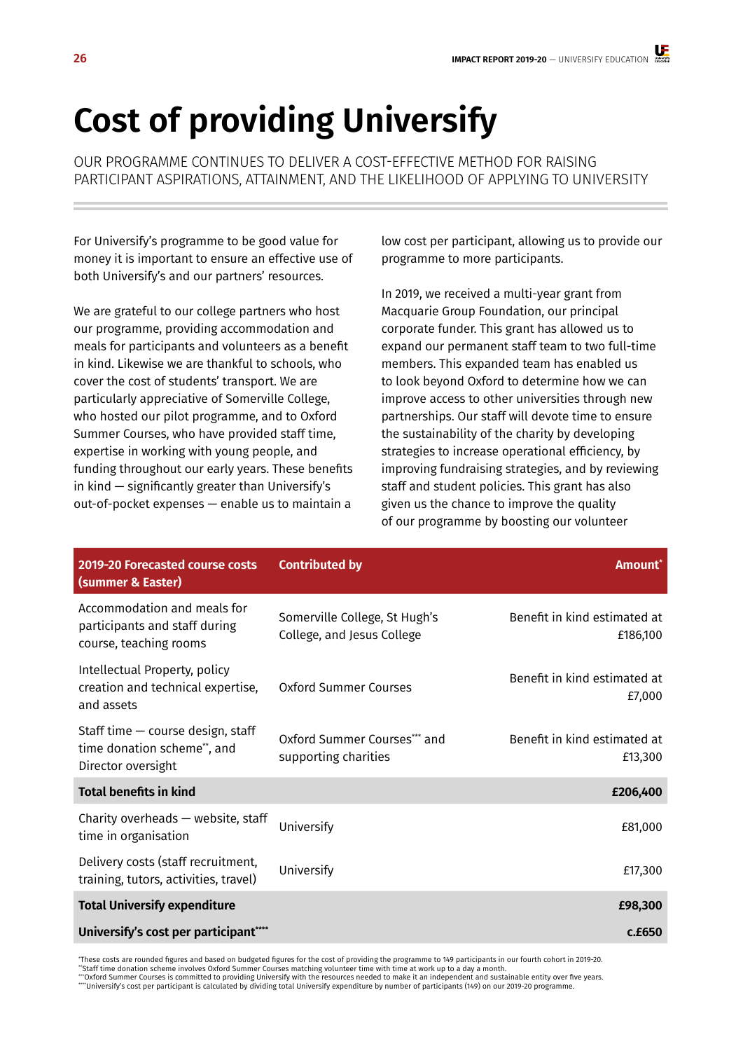# Cost of providing Universify

OUR PROGRAMME CONTINUES TO DELIVER A COST-EFFECTIVE METHOD FOR RAISING PARTICIPANT ASPIRATIONS, ATTAINMENT, AND THE LIKELIHOOD OF APPLYING TO UNIVERSITY

For University's programme to be good value for money it is important to ensure an effective use of both Universify's and our partners' resources.

We are grateful to our college partners who host our programme, providing accommodation and meals for participants and volunteers as a benefit in kind. Likewise we are thankful to schools, who cover the cost of students' transport. We are particularly appreciative of Somerville College, who hosted our pilot programme, and to Oxford Summer Courses, who have provided staff time, expertise in working with young people, and funding throughout our early years. These benefits in kind — significantly greater than Universify's out-of-pocket expenses — enable us to maintain a low cost per participant, allowing us to provide our programme to more participants.

In 2019, we received a multi-year grant from Macquarie Group Foundation, our principal corporate funder. This grant has allowed us to expand our permanent staff team to two full-time members. This expanded team has enabled us to look beyond Oxford to determine how we can improve access to other universities through new partnerships. Our staff will devote time to ensure the sustainability of the charity by developing strategies to increase operational efficiency, by improving fundraising strategies, and by reviewing staff and student policies. This grant has also given us the chance to improve the quality of our programme by boosting our volunteer

| 2019-20 Forecasted course costs (summer & Easter) | Contributed by | Amount* |
|---|---|---|
| Accommodation and meals for participants and staff during course, teaching rooms | Somerville College, St Hugh's College, and Jesus College | Benefit in kind estimated at £186,100 |
| Intellectual Property, policy creation and technical expertise, and assets | Oxford Summer Courses | Benefit in kind estimated at £7,000 |
| Staff time — course design, staff time donation scheme**, and Director oversight | Oxford Summer Courses*** and supporting charities | Benefit in kind estimated at £13,300 |
| **Total benefits in kind** | | **£206,400** |
| Charity overheads — website, staff time in organisation | Universify | £81,000 |
| Delivery costs (staff recruitment, training, tutors, activities, travel) | Universify | £17,300 |
| **Total Universify expenditure** | | **£98,300** |
| **Universify's cost per participant******** | | **c.£650** |

*These costs are rounded figures and based on budgeted figures for the cost of providing the programme to 149 participants in our fourth cohort in 2019-20.
**Staff time donation scheme involves Oxford Summer Courses matching volunteer time with time at work up to a day a month.
***Oxford Summer Courses is committed to providing Universify with the resources needed to make it an independent and sustainable entity over five years.
****Universify's cost per participant is calculated by dividing total Universify expenditure by number of participants (149) on our 2019-20 programme.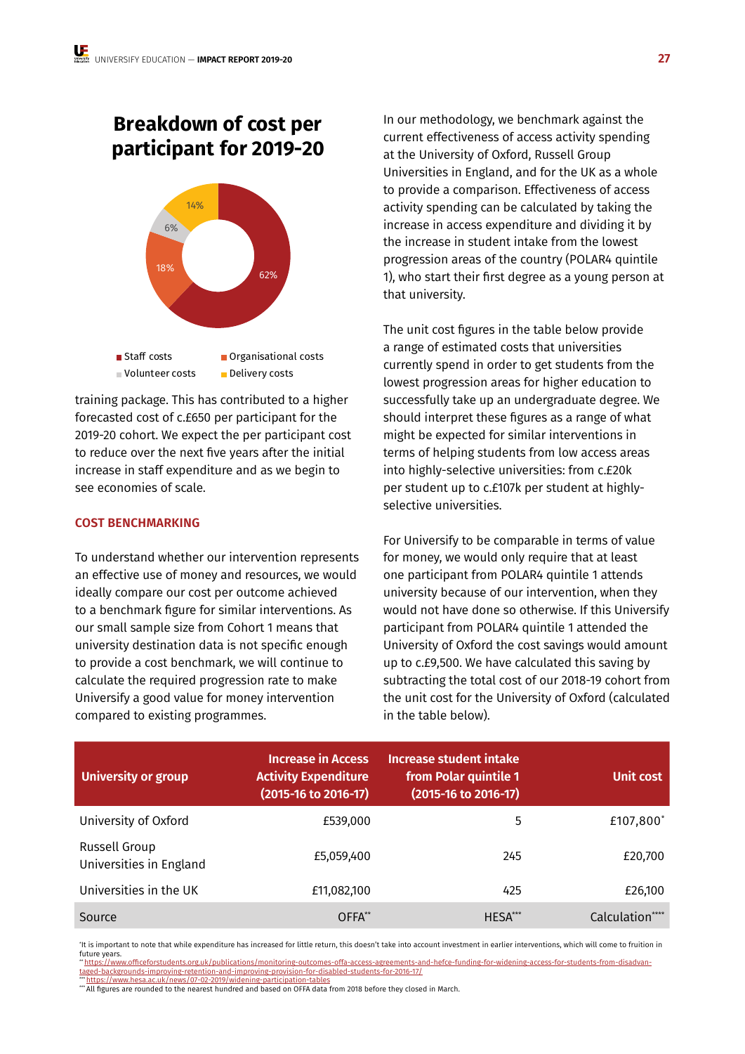## Breakdown of cost per participant for 2019-20

62%
18%
6%
14%

Staff costs
Organisational costs
Volunteer costs
Delivery costs

training package. This has contributed to a higher forecasted cost of c.£650 per participant for the 2019-20 cohort. We expect the per participant cost to reduce over the next five years after the initial increase in staff expenditure and as we begin to see economies of scale.

### COST BENCHMARKING

To understand whether our intervention represents an effective use of money and resources, we would ideally compare our cost per outcome achieved to a benchmark figure for similar interventions. As our small sample size from Cohort 1 means that university destination data is not specific enough to provide a cost benchmark, we will continue to calculate the required progression rate to make Universify a good value for money intervention compared to existing programmes.

In our methodology, we benchmark against the current effectiveness of access activity spending at the University of Oxford, Russell Group Universities in England, and for the UK as a whole to provide a comparison. Effectiveness of access activity spending can be calculated by taking the increase in access expenditure and dividing it by the increase in student intake from the lowest progression areas of the country (POLAR4 quintile 1), who start their first degree as a young person at that university.

The unit cost figures in the table below provide a range of estimated costs that universities currently spend in order to get students from the lowest progression areas for higher education to successfully take up an undergraduate degree. We should interpret these figures as a range of what might be expected for similar interventions in terms of helping students from low access areas into highly-selective universities: from c.£20k per student up to c.£107k per student at highly-selective universities.

For Universify to be comparable in terms of value for money, we would only require that at least one participant from POLAR4 quintile 1 attends university because of our intervention, when they would not have done so otherwise. If this Universify participant from POLAR4 quintile 1 attended the University of Oxford the cost savings would amount up to c.£9,500. We have calculated this saving by subtracting the total cost of our 2018-19 cohort from the unit cost for the University of Oxford (calculated in the table below).

| University or group | Increase in Access Activity Expenditure (2015-16 to 2016-17) | Increase student intake from Polar quintile 1 (2015-16 to 2016-17) | Unit cost |
|---|---|---|---|
| University of Oxford | £539,000 | 5 | £107,800* |
| Russell Group Universities in England | £5,059,400 | 245 | £20,700 |
| Universities in the UK | £11,082,100 | 425 | £26,100 |
| Source | OFFA** | HESA*** | Calculation**** |

*It is important to note that while expenditure has increased for little return, this doesn't take into account investment in earlier interventions, which will come to fruition in future years.
** https://www.officeforstudents.org.uk/publications/monitoring-outcomes-offa-access-agreements-and-hefce-funding-for-widening-access-for-students-from-disadvantaged-backgrounds-improving-retention-and-improving-provision-for-disabled-students-for-2016-17/
*** https://www.hesa.ac.uk/news/07-02-2019/widening-participation-tables
**** All figures are rounded to the nearest hundred and based on OFFA data from 2018 before they closed in March.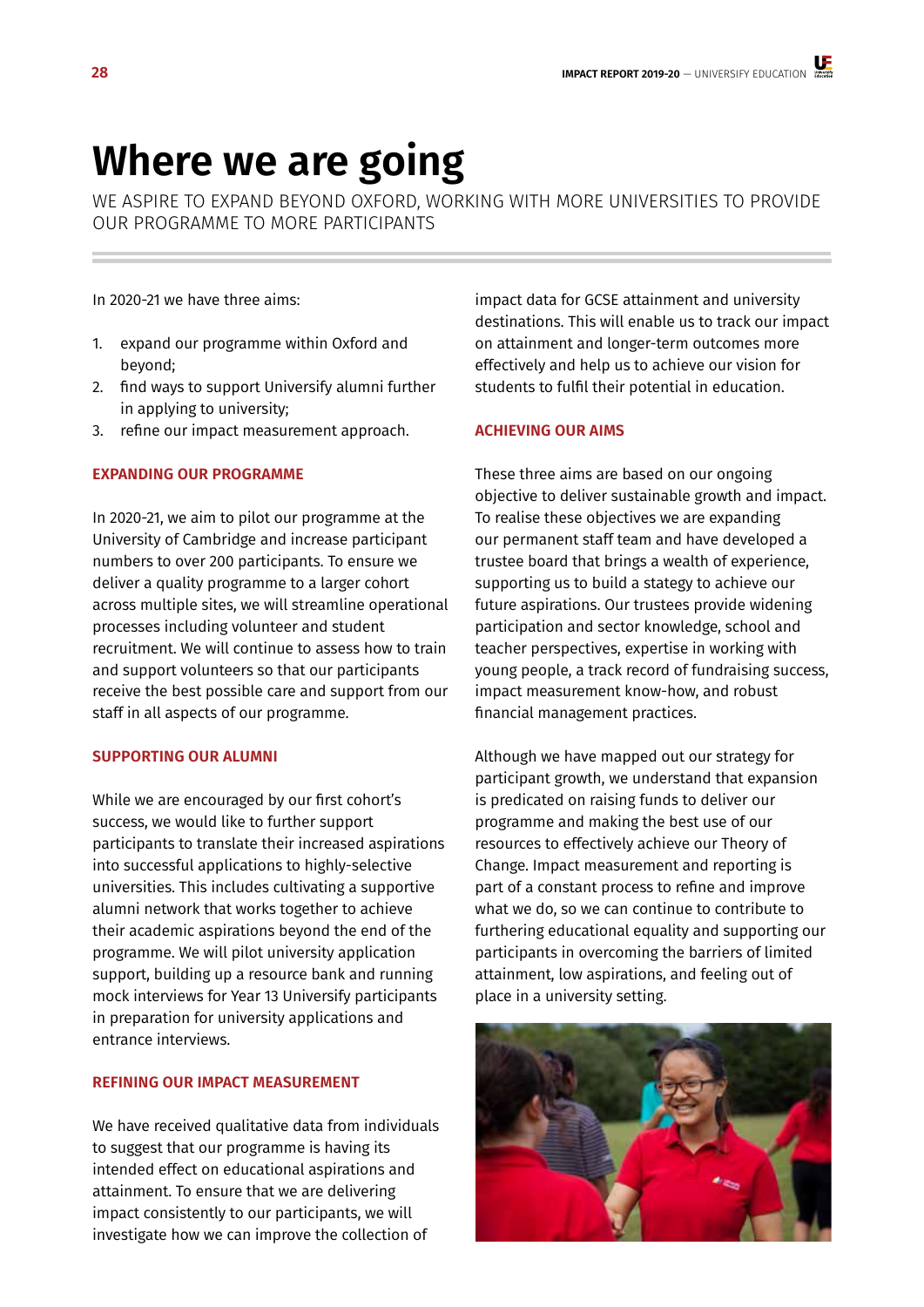# Where we are going

WE ASPIRE TO EXPAND BEYOND OXFORD, WORKING WITH MORE UNIVERSITIES TO PROVIDE OUR PROGRAMME TO MORE PARTICIPANTS

In 2020-21 we have three aims:

1. expand our programme within Oxford and beyond;
2. find ways to support Universify alumni further in applying to university;
3. refine our impact measurement approach.

### EXPANDING OUR PROGRAMME

In 2020-21, we aim to pilot our programme at the University of Cambridge and increase participant numbers to over 200 participants. To ensure we deliver a quality programme to a larger cohort across multiple sites, we will streamline operational processes including volunteer and student recruitment. We will continue to assess how to train and support volunteers so that our participants receive the best possible care and support from our staff in all aspects of our programme.

### SUPPORTING OUR ALUMNI

While we are encouraged by our first cohort's success, we would like to further support participants to translate their increased aspirations into successful applications to highly-selective universities. This includes cultivating a supportive alumni network that works together to achieve their academic aspirations beyond the end of the programme. We will pilot university application support, building up a resource bank and running mock interviews for Year 13 Universify participants in preparation for university applications and entrance interviews.

### REFINING OUR IMPACT MEASUREMENT

We have received qualitative data from individuals to suggest that our programme is having its intended effect on educational aspirations and attainment. To ensure that we are delivering impact consistently to our participants, we will investigate how we can improve the collection of impact data for GCSE attainment and university destinations. This will enable us to track our impact on attainment and longer-term outcomes more effectively and help us to achieve our vision for students to fulfil their potential in education.

### ACHIEVING OUR AIMS

These three aims are based on our ongoing objective to deliver sustainable growth and impact. To realise these objectives we are expanding our permanent staff team and have developed a trustee board that brings a wealth of experience, supporting us to build a stategy to achieve our future aspirations. Our trustees provide widening participation and sector knowledge, school and teacher perspectives, expertise in working with young people, a track record of fundraising success, impact measurement know-how, and robust financial management practices.

Although we have mapped out our strategy for participant growth, we understand that expansion is predicated on raising funds to deliver our programme and making the best use of our resources to effectively achieve our Theory of Change. Impact measurement and reporting is part of a constant process to refine and improve what we do, so we can continue to contribute to furthering educational equality and supporting our participants in overcoming the barriers of limited attainment, low aspirations, and feeling out of place in a university setting.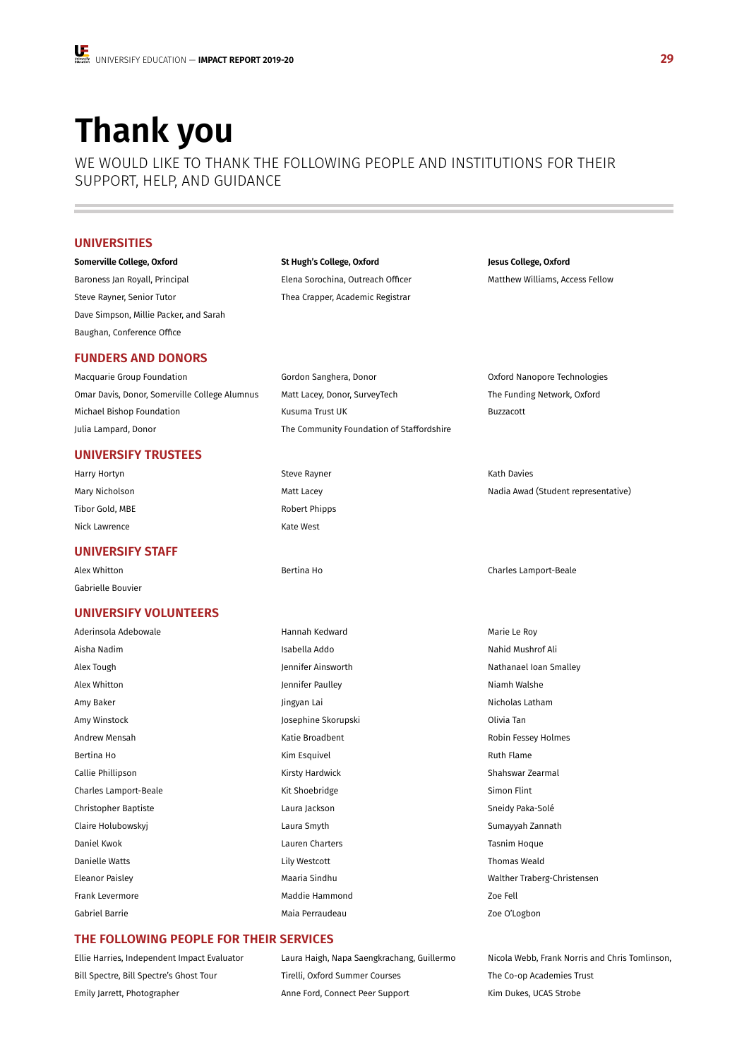# Thank you

WE WOULD LIKE TO THANK THE FOLLOWING PEOPLE AND INSTITUTIONS FOR THEIR SUPPORT, HELP, AND GUIDANCE

## UNIVERSITIES

**Somerville College, Oxford**

Baroness Jan Royall, Principal

Steve Rayner, Senior Tutor

Dave Simpson, Millie Packer, and Sarah Baughan, Conference Office

**St Hugh's College, Oxford**

Elena Sorochina, Outreach Officer

Thea Crapper, Academic Registrar

**Jesus College, Oxford**

Matthew Williams, Access Fellow

## FUNDERS AND DONORS

Macquarie Group Foundation

Omar Davis, Donor, Somerville College Alumnus

Michael Bishop Foundation

Julia Lampard, Donor

Gordon Sanghera, Donor

Matt Lacey, Donor, SurveyTech

Kusuma Trust UK

The Community Foundation of Staffordshire

Oxford Nanopore Technologies

The Funding Network, Oxford

Buzzacott

## UNIVERSIFY TRUSTEES

Harry Hortyn

Mary Nicholson

Tibor Gold, MBE

Nick Lawrence

Steve Rayner

Matt Lacey

Robert Phipps

Kate West

Kath Davies

Nadia Awad (Student representative)

## UNIVERSIFY STAFF

Alex Whitton

Gabrielle Bouvier

Bertina Ho

Charles Lamport-Beale

## UNIVERSIFY VOLUNTEERS

Aderinsola Adebowale

Aisha Nadim

Alex Tough

Alex Whitton

Amy Baker

Amy Winstock

Andrew Mensah

Bertina Ho

Callie Phillipson

Charles Lamport-Beale

Christopher Baptiste

Claire Holubowskyj

Daniel Kwok

Danielle Watts

Eleanor Paisley

Frank Levermore

Gabriel Barrie

Hannah Kedward

Isabella Addo

Jennifer Ainsworth

Jennifer Paulley

Jingyan Lai

Josephine Skorupski

Katie Broadbent

Kim Esquivel

Kirsty Hardwick

Kit Shoebridge

Laura Jackson

Laura Smyth

Lauren Charters

Lily Westcott

Maaria Sindhu

Maddie Hammond

Maia Perraudeau

Marie Le Roy

Nahid Mushrof Ali

Nathanael Ioan Smalley

Niamh Walshe

Nicholas Latham

Olivia Tan

Robin Fessey Holmes

Ruth Flame

Shahswar Zearmal

Simon Flint

Sneidy Paka-Solé

Sumayyah Zannath

Tasnim Hoque

Thomas Weald

Walther Traberg-Christensen

Zoe Fell

Zoe O'Logbon

## THE FOLLOWING PEOPLE FOR THEIR SERVICES

Ellie Harries, Independent Impact Evaluator

Bill Spectre, Bill Spectre's Ghost Tour

Emily Jarrett, Photographer

Laura Haigh, Napa Saengkrachang, Guillermo Tirelli, Oxford Summer Courses

Anne Ford, Connect Peer Support

Nicola Webb, Frank Norris and Chris Tomlinson, The Co-op Academies Trust

Kim Dukes, UCAS Strobe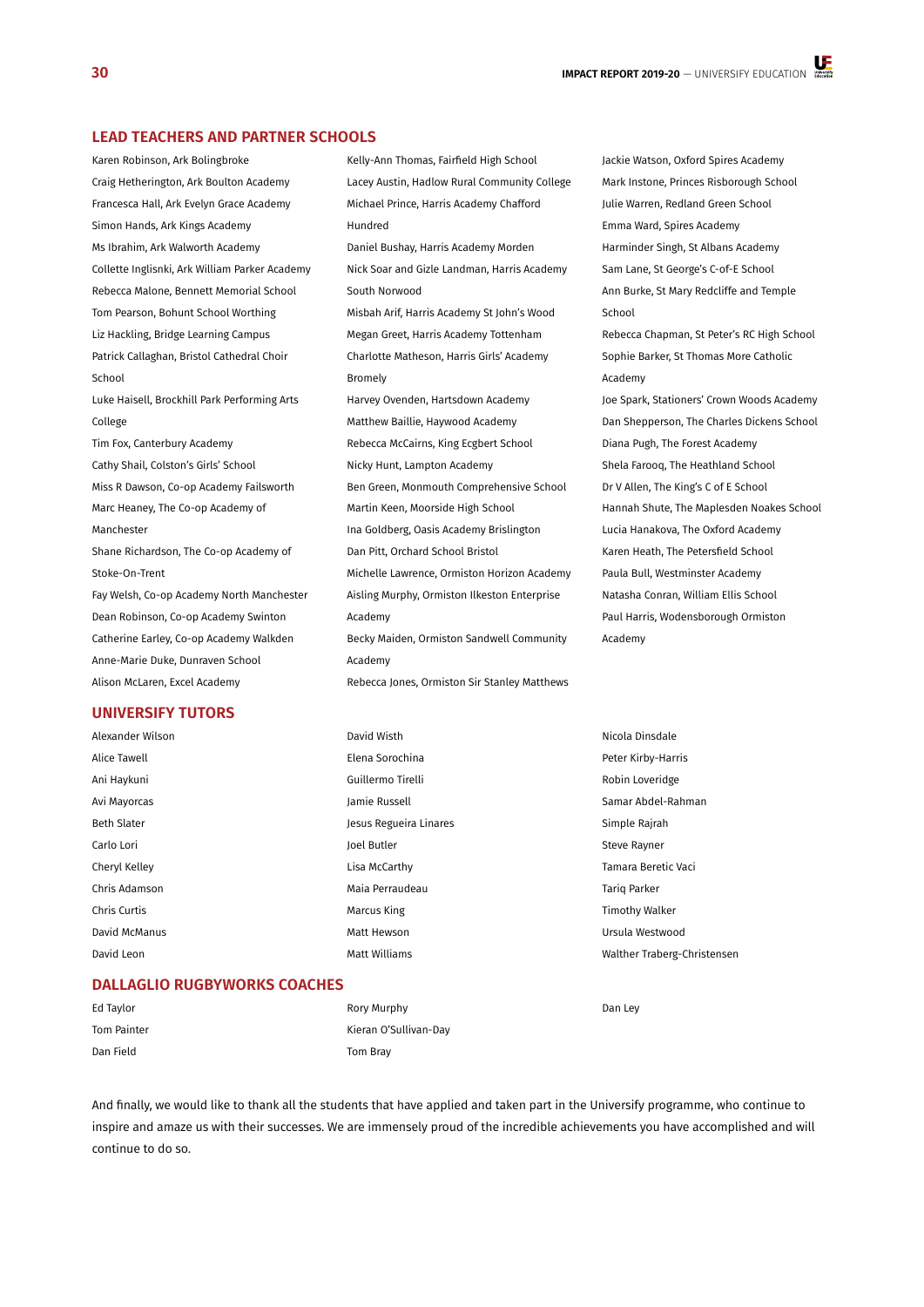## LEAD TEACHERS AND PARTNER SCHOOLS

Karen Robinson, Ark Bolingbroke
Craig Hetherington, Ark Boulton Academy
Francesca Hall, Ark Evelyn Grace Academy
Simon Hands, Ark Kings Academy
Ms Ibrahim, Ark Walworth Academy
Collette Inglisnki, Ark William Parker Academy
Rebecca Malone, Bennett Memorial School
Tom Pearson, Bohunt School Worthing
Liz Hackling, Bridge Learning Campus
Patrick Callaghan, Bristol Cathedral Choir School
Luke Haisell, Brockhill Park Performing Arts College
Tim Fox, Canterbury Academy
Cathy Shail, Colston's Girls' School
Miss R Dawson, Co-op Academy Failsworth
Marc Heaney, The Co-op Academy of Manchester
Shane Richardson, The Co-op Academy of Stoke-On-Trent
Fay Welsh, Co-op Academy North Manchester
Dean Robinson, Co-op Academy Swinton
Catherine Earley, Co-op Academy Walkden
Anne-Marie Duke, Dunraven School
Alison McLaren, Excel Academy
Kelly-Ann Thomas, Fairfield High School
Lacey Austin, Hadlow Rural Community College
Michael Prince, Harris Academy Chafford Hundred
Daniel Bushay, Harris Academy Morden
Nick Soar and Gizle Landman, Harris Academy South Norwood
Misbah Arif, Harris Academy St John's Wood
Megan Greet, Harris Academy Tottenham
Charlotte Matheson, Harris Girls' Academy Bromely
Harvey Ovenden, Hartsdown Academy
Matthew Baillie, Haywood Academy
Rebecca McCairns, King Ecgbert School
Nicky Hunt, Lampton Academy
Ben Green, Monmouth Comprehensive School
Martin Keen, Moorside High School
Ina Goldberg, Oasis Academy Brislington
Dan Pitt, Orchard School Bristol
Michelle Lawrence, Ormiston Horizon Academy
Aisling Murphy, Ormiston Ilkeston Enterprise Academy
Becky Maiden, Ormiston Sandwell Community Academy
Rebecca Jones, Ormiston Sir Stanley Matthews
Jackie Watson, Oxford Spires Academy
Mark Instone, Princes Risborough School
Julie Warren, Redland Green School
Emma Ward, Spires Academy
Harminder Singh, St Albans Academy
Sam Lane, St George's C-of-E School
Ann Burke, St Mary Redcliffe and Temple School
Rebecca Chapman, St Peter's RC High School
Sophie Barker, St Thomas More Catholic Academy
Joe Spark, Stationers' Crown Woods Academy
Dan Shepperson, The Charles Dickens School
Diana Pugh, The Forest Academy
Shela Farooq, The Heathland School
Dr V Allen, The King's C of E School
Hannah Shute, The Maplesden Noakes School
Lucia Hanakova, The Oxford Academy
Karen Heath, The Petersfield School
Paula Bull, Westminster Academy
Natasha Conran, William Ellis School
Paul Harris, Wodensborough Ormiston Academy

## UNIVERSIFY TUTORS

Alexander Wilson
Alice Tawell
Ani Haykuni
Avi Mayorcas
Beth Slater
Carlo Lori
Cheryl Kelley
Chris Adamson
Chris Curtis
David McManus
David Leon
David Wisth
Elena Sorochina
Guillermo Tirelli
Jamie Russell
Jesus Regueira Linares
Joel Butler
Lisa McCarthy
Maia Perraudeau
Marcus King
Matt Hewson
Matt Williams
Nicola Dinsdale
Peter Kirby-Harris
Robin Loveridge
Samar Abdel-Rahman
Simple Rajrah
Steve Rayner
Tamara Beretic Vaci
Tariq Parker
Timothy Walker
Ursula Westwood
Walther Traberg-Christensen

## DALLAGLIO RUGBYWORKS COACHES

Ed Taylor
Tom Painter
Dan Field
Rory Murphy
Kieran O'Sullivan-Day
Tom Bray
Dan Ley

And finally, we would like to thank all the students that have applied and taken part in the Universify programme, who continue to inspire and amaze us with their successes. We are immensely proud of the incredible achievements you have accomplished and will continue to do so.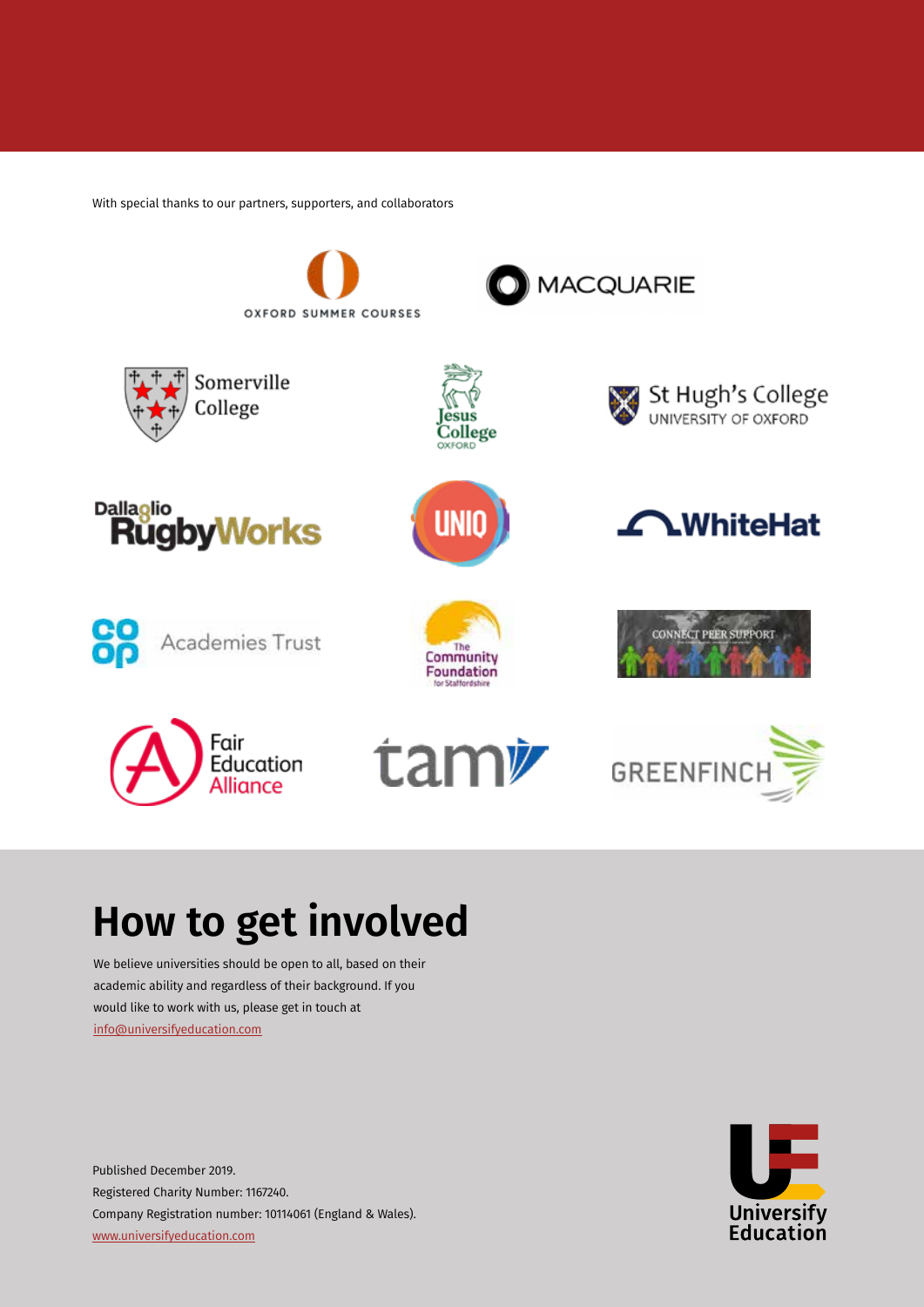With special thanks to our partners, supporters, and collaborators

## How to get involved

We believe universities should be open to all, based on their academic ability and regardless of their background. If you would like to work with us, please get in touch at info@universifyeducation.com

Published December 2019.
Registered Charity Number: 1167240.
Company Registration number: 10114061 (England & Wales).
www.universifyeducation.com